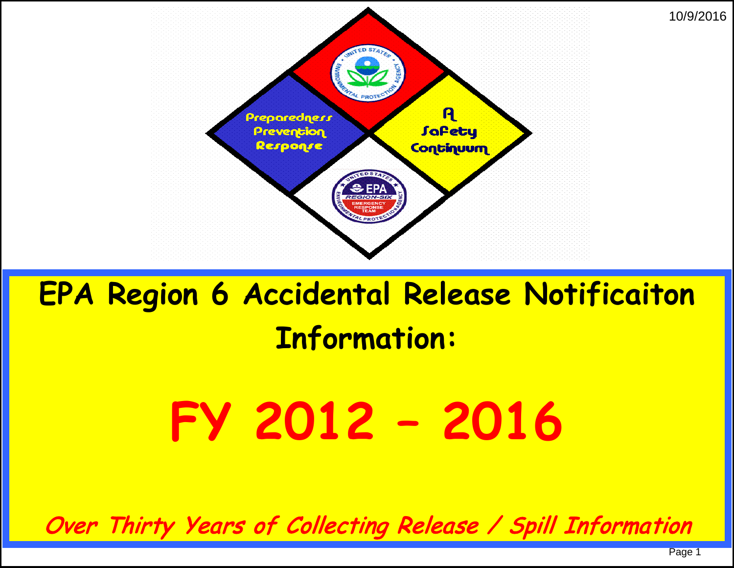Preparedness
Prevention
Response

A
Safety
Continuum

# EPA Region 6 Accidental Release Notificaiton Information:

# FY 2012 – 2016

*Over Thirty Years of Collecting Release / Spill Information*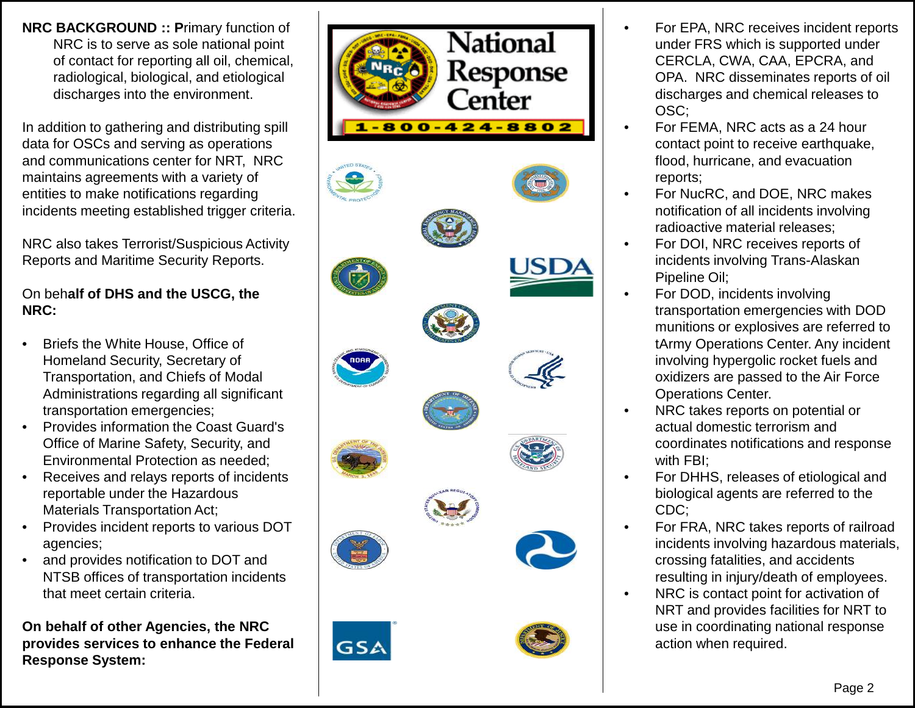**NRC BACKGROUND :: P**rimary function of NRC is to serve as sole national point of contact for reporting all oil, chemical, radiological, biological, and etiological discharges into the environment.

In addition to gathering and distributing spill data for OSCs and serving as operations and communications center for NRT, NRC maintains agreements with a variety of entities to make notifications regarding incidents meeting established trigger criteria.

NRC also takes Terrorist/Suspicious Activity Reports and Maritime Security Reports.

On beh**alf of DHS and the USCG, the NRC:**

- Briefs the White House, Office of Homeland Security, Secretary of Transportation, and Chiefs of Modal Administrations regarding all significant transportation emergencies;
- Provides information the Coast Guard's Office of Marine Safety, Security, and Environmental Protection as needed;
- Receives and relays reports of incidents reportable under the Hazardous Materials Transportation Act;
- Provides incident reports to various DOT agencies;
- and provides notification to DOT and NTSB offices of transportation incidents that meet certain criteria.

**On behalf of other Agencies, the NRC provides services to enhance the Federal Response System:**

National Response Center

1-800-424-8802

- For EPA, NRC receives incident reports under FRS which is supported under CERCLA, CWA, CAA, EPCRA, and OPA. NRC disseminates reports of oil discharges and chemical releases to OSC;
- For FEMA, NRC acts as a 24 hour contact point to receive earthquake, flood, hurricane, and evacuation reports;
- For NucRC, and DOE, NRC makes notification of all incidents involving radioactive material releases;
- For DOI, NRC receives reports of incidents involving Trans-Alaskan Pipeline Oil;
- For DOD, incidents involving transportation emergencies with DOD munitions or explosives are referred to tArmy Operations Center. Any incident involving hypergolic rocket fuels and oxidizers are passed to the Air Force Operations Center.
- NRC takes reports on potential or actual domestic terrorism and coordinates notifications and response with FBI;
- For DHHS, releases of etiological and biological agents are referred to the CDC;
- For FRA, NRC takes reports of railroad incidents involving hazardous materials, crossing fatalities, and accidents resulting in injury/death of employees.
- NRC is contact point for activation of NRT and provides facilities for NRT to use in coordinating national response action when required.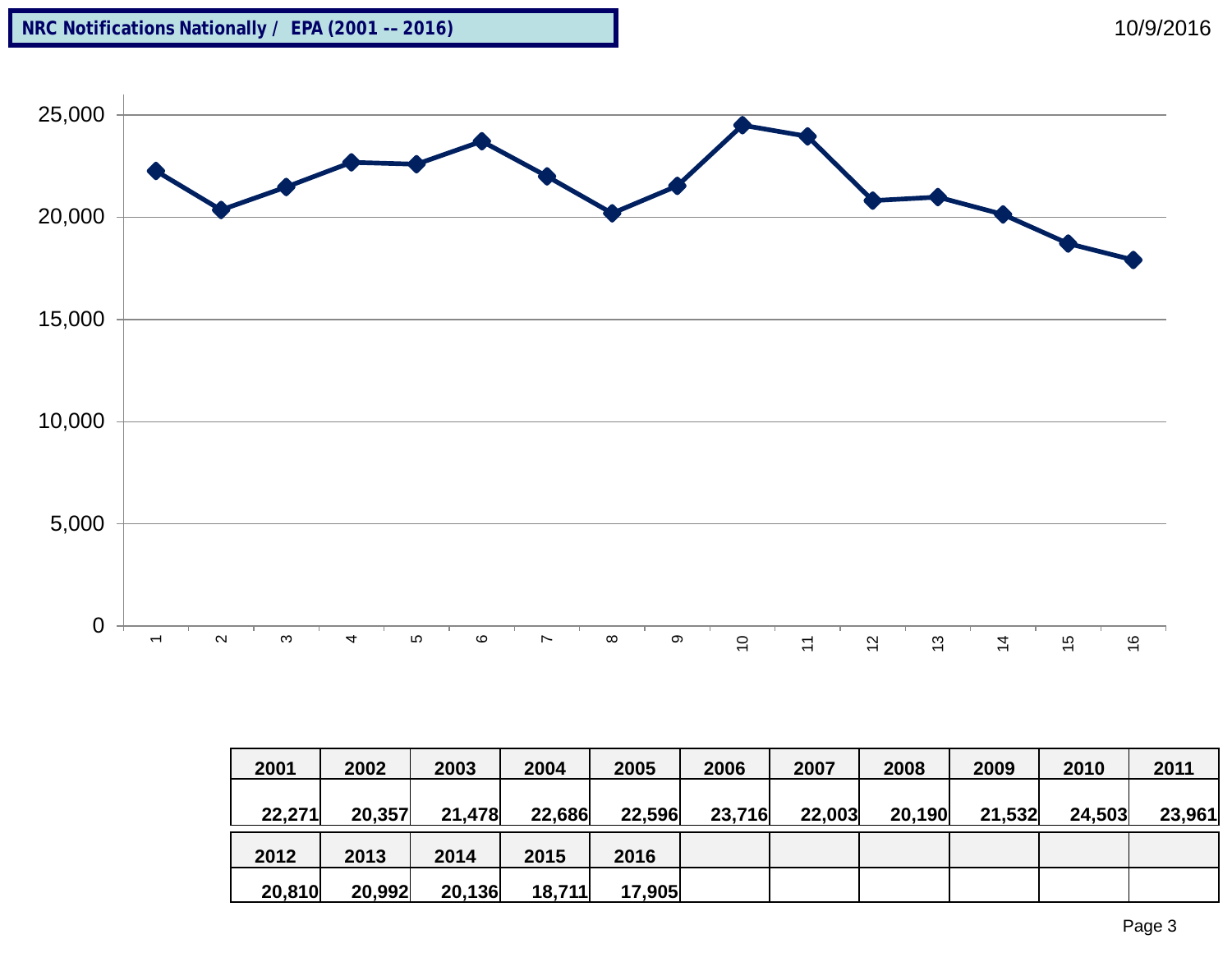# NRC Notifications Nationally / EPA (2001 -- 2016)

10/9/2016

| 2001 | 2002 | 2003 | 2004 | 2005 | 2006 | 2007 | 2008 | 2009 | 2010 | 2011 |
|---|---|---|---|---|---|---|---|---|---|---|
| 22,271 | 20,357 | 21,478 | 22,686 | 22,596 | 23,716 | 22,003 | 20,190 | 21,532 | 24,503 | 23,961 |

| 2012 | 2013 | 2014 | 2015 | 2016 | | | | | | |
|---|---|---|---|---|---|---|---|---|---|---|
| 20,810 | 20,992 | 20,136 | 18,711 | 17,905 | | | | | | |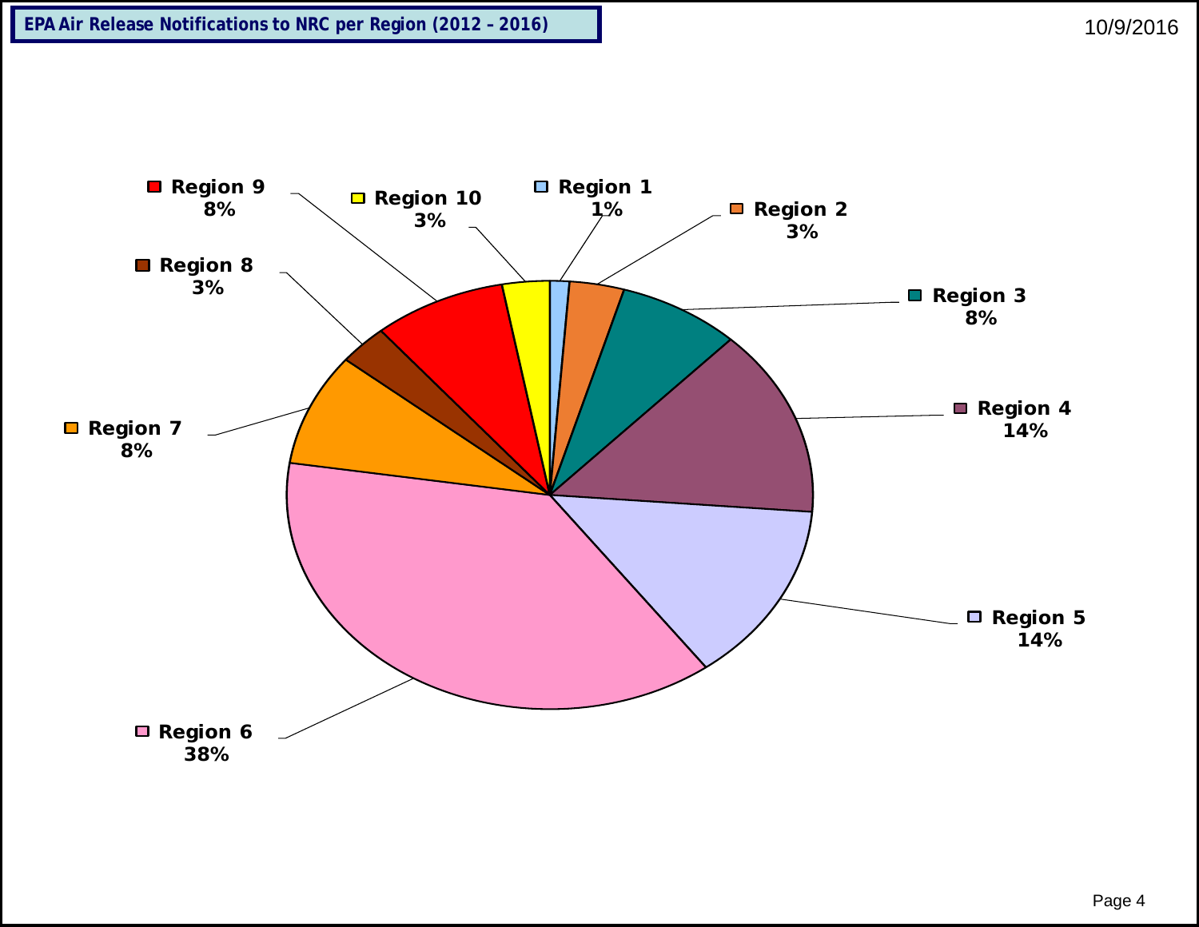## EPA Air Release Notifications to NRC per Region (2012 – 2016)

10/9/2016

| Region | Percentage |
|---|---|
| Region 1 | 1% |
| Region 2 | 3% |
| Region 3 | 8% |
| Region 4 | 14% |
| Region 5 | 14% |
| Region 6 | 38% |
| Region 7 | 8% |
| Region 8 | 3% |
| Region 9 | 8% |
| Region 10 | 3% |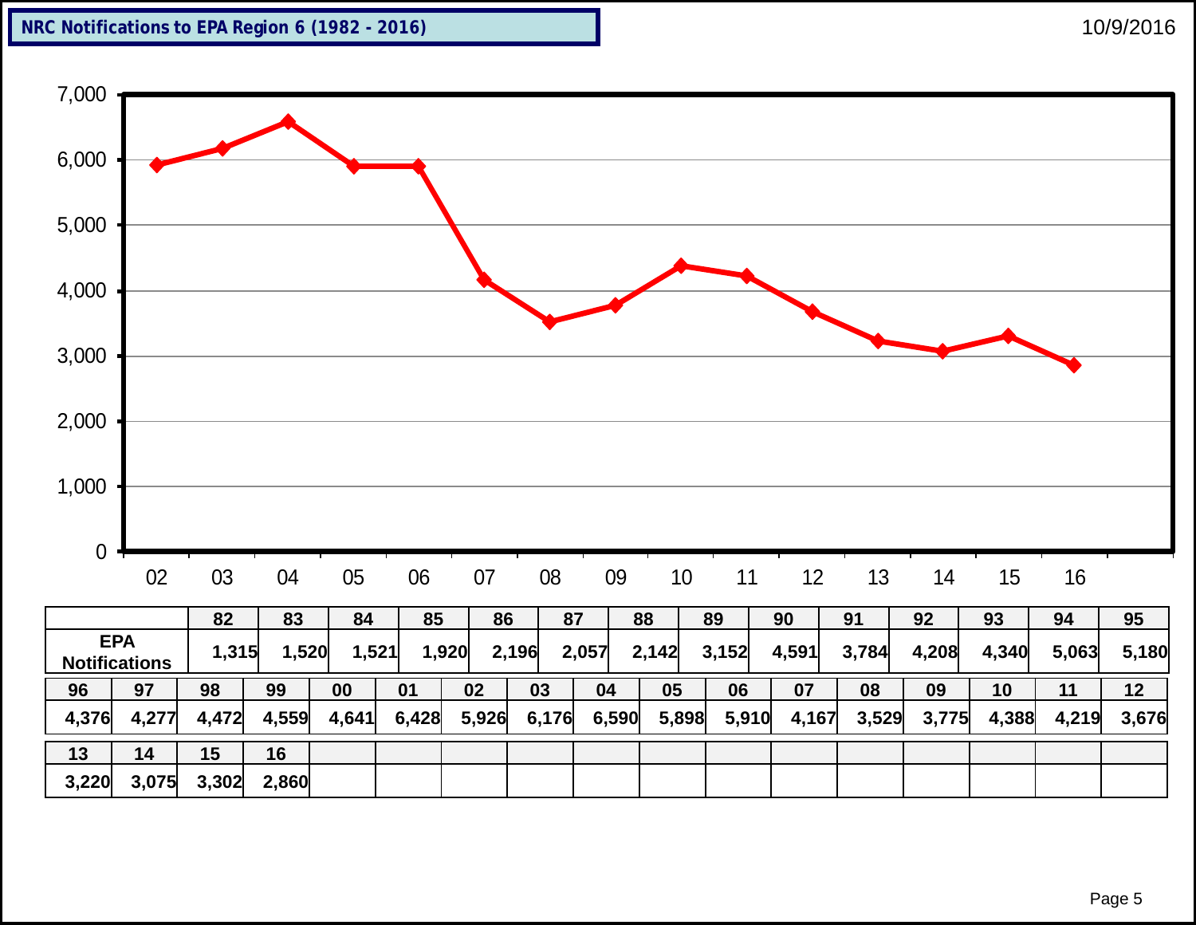## NRC Notifications to EPA Region 6 (1982 - 2016)

10/9/2016

| Year | 82 | 83 | 84 | 85 | 86 | 87 | 88 | 89 | 90 | 91 | 92 | 93 | 94 | 95 |
|---|---|---|---|---|---|---|---|---|---|---|---|---|---|---|
| EPA Notifications | 1,315 | 1,520 | 1,521 | 1,920 | 2,196 | 2,057 | 2,142 | 3,152 | 4,591 | 3,784 | 4,208 | 4,340 | 5,063 | 5,180 |

| 96 | 97 | 98 | 99 | 00 | 01 | 02 | 03 | 04 | 05 | 06 | 07 | 08 | 09 | 10 | 11 | 12 |
|---|---|---|---|---|---|---|---|---|---|---|---|---|---|---|---|---|
| 4,376 | 4,277 | 4,472 | 4,559 | 4,641 | 6,428 | 5,926 | 6,176 | 6,590 | 5,898 | 5,910 | 4,167 | 3,529 | 3,775 | 4,388 | 4,219 | 3,676 |

| 13 | 14 | 15 | 16 |
|---|---|---|---|
| 3,220 | 3,075 | 3,302 | 2,860 |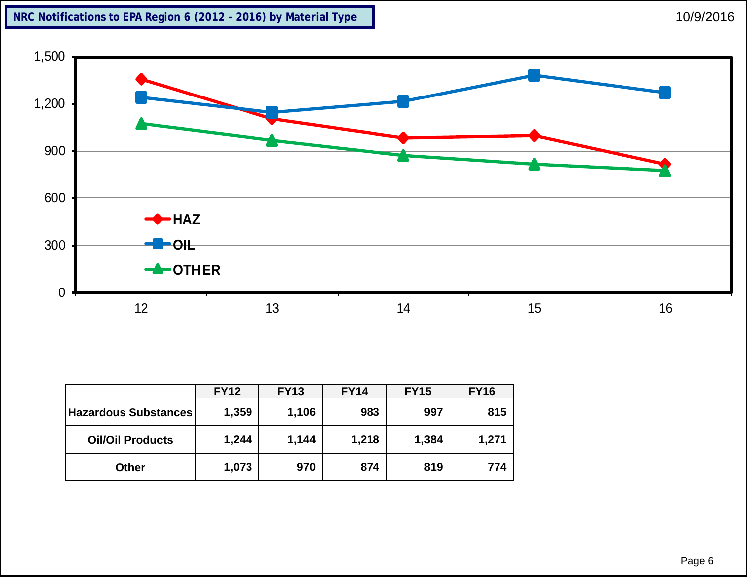## NRC Notifications to EPA Region 6 (2012 - 2016) by Material Type

10/9/2016

|  | FY12 | FY13 | FY14 | FY15 | FY16 |
|---|---|---|---|---|---|
| **Hazardous Substances** | **1,359** | **1,106** | **983** | **997** | **815** |
| **Oil/Oil Products** | **1,244** | **1,144** | **1,218** | **1,384** | **1,271** |
| **Other** | **1,073** | **970** | **874** | **819** | **774** |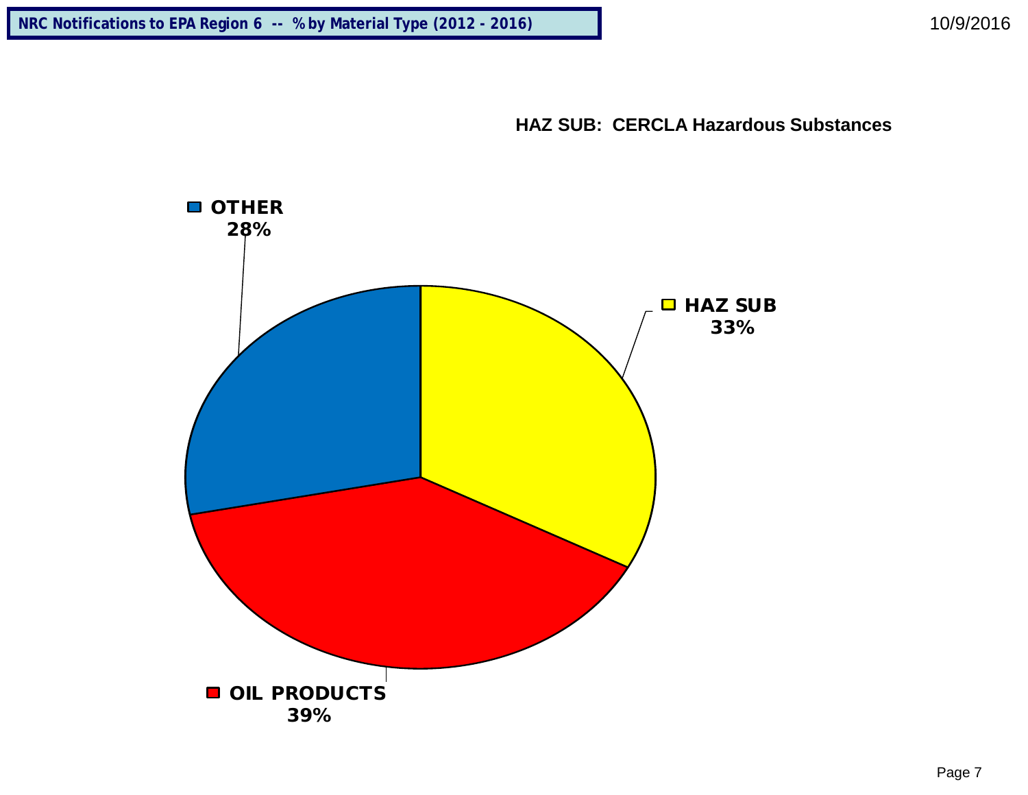# NRC Notifications to EPA Region 6 -- % by Material Type (2012 - 2016)

10/9/2016

**HAZ SUB: CERCLA Hazardous Substances**

| Material Type | % |
| --- | --- |
| OTHER | 28% |
| HAZ SUB | 33% |
| OIL PRODUCTS | 39% |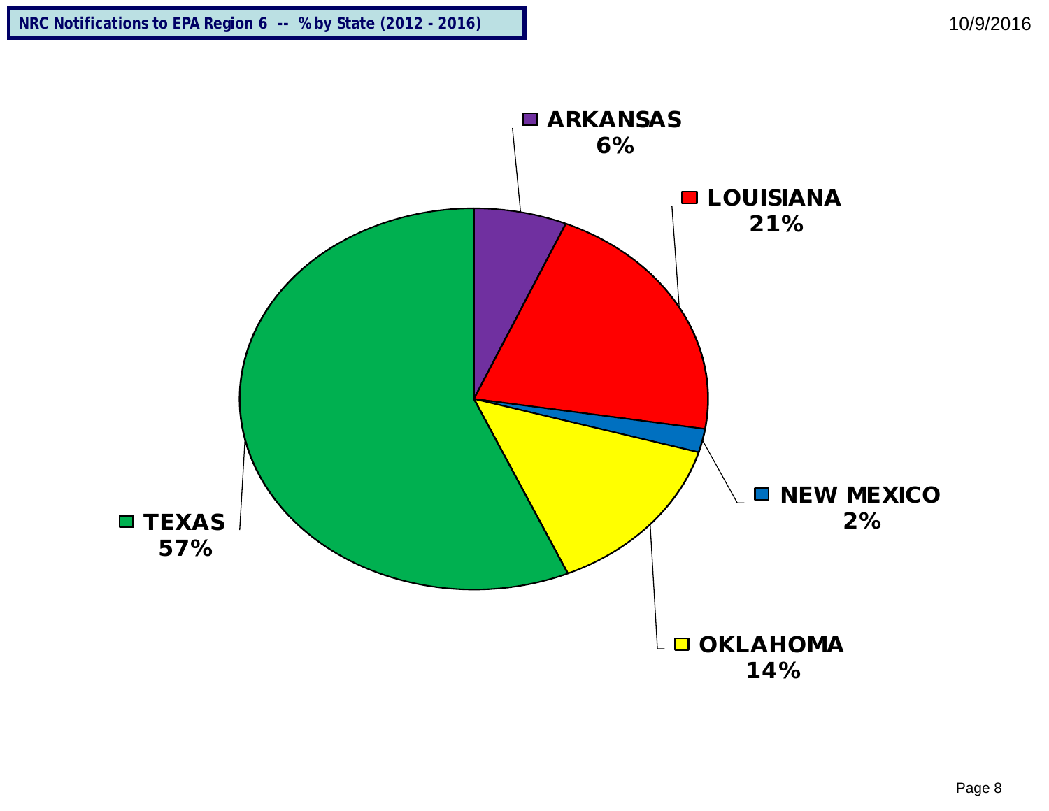# NRC Notifications to EPA Region 6 -- % by State (2012 - 2016)

10/9/2016

ARKANSAS
6%

LOUISIANA
21%

NEW MEXICO
2%

OKLAHOMA
14%

TEXAS
57%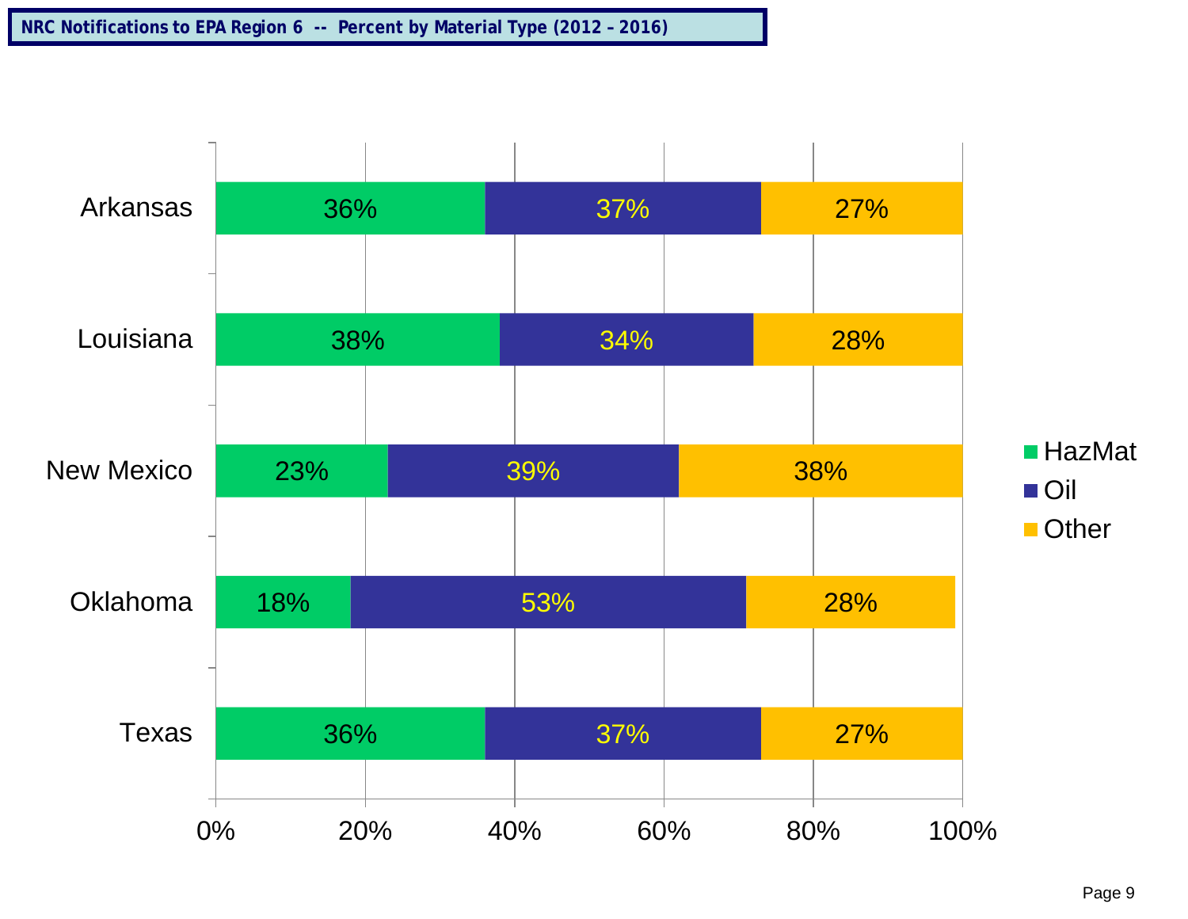## NRC Notifications to EPA Region 6 -- Percent by Material Type (2012 – 2016)

| State | HazMat | Oil | Other |
|---|---|---|---|
| Arkansas | 36% | 37% | 27% |
| Louisiana | 38% | 34% | 28% |
| New Mexico | 23% | 39% | 38% |
| Oklahoma | 18% | 53% | 28% |
| Texas | 36% | 37% | 27% |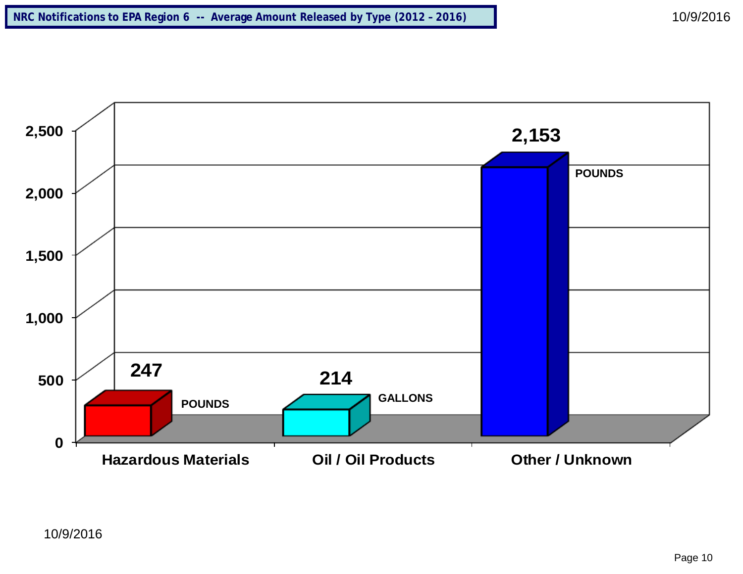# NRC Notifications to EPA Region 6 -- Average Amount Released by Type (2012 - 2016)

| Type | Average Amount Released | Unit |
| --- | --- | --- |
| Hazardous Materials | 247 | POUNDS |
| Oil / Oil Products | 214 | GALLONS |
| Other / Unknown | 2,153 | POUNDS |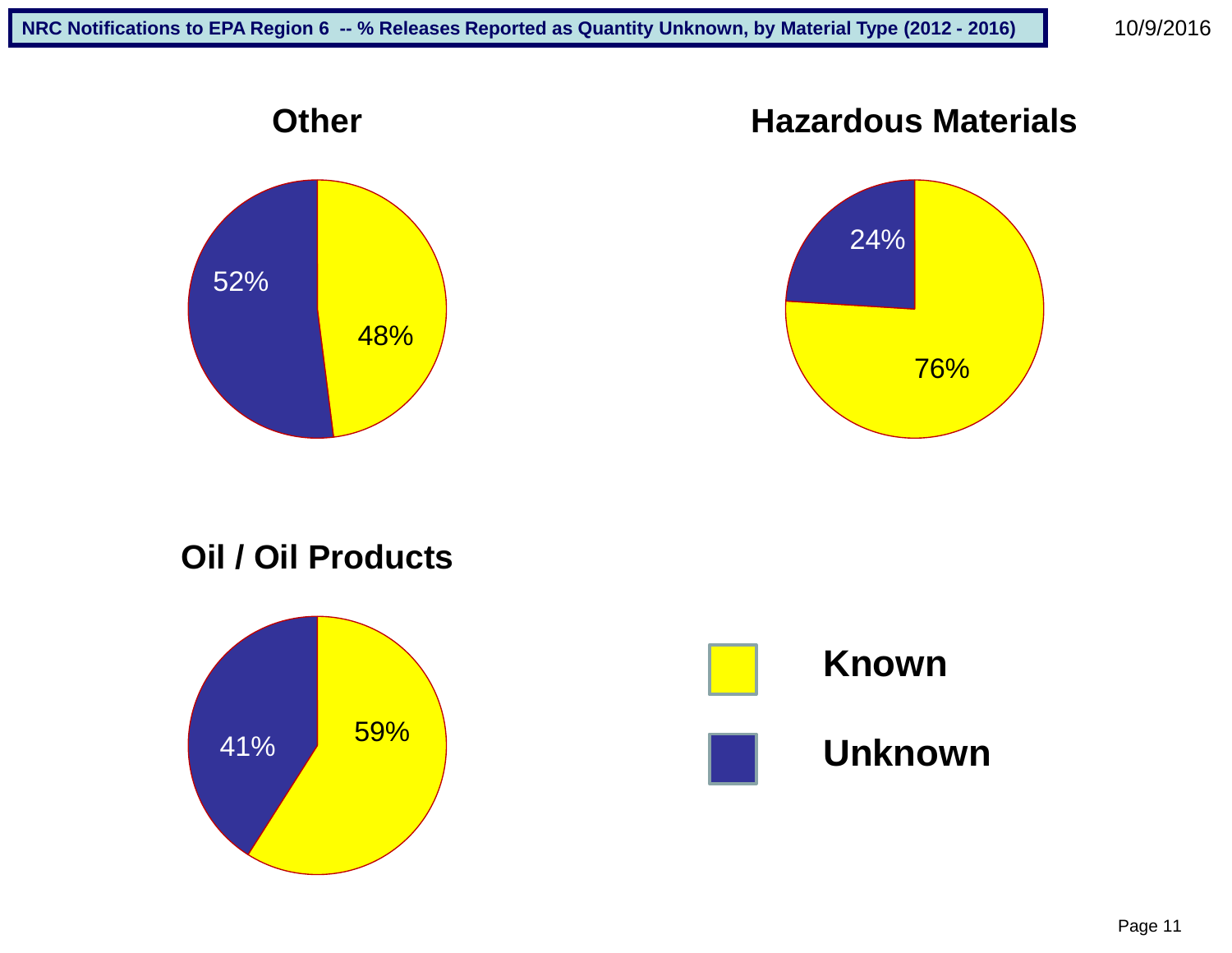# NRC Notifications to EPA Region 6 -- % Releases Reported as Quantity Unknown, by Material Type (2012 - 2016)

10/9/2016

### Other

- Known: 48%
- Unknown: 52%

### Hazardous Materials

- Known: 76%
- Unknown: 24%

### Oil / Oil Products

- Known: 59%
- Unknown: 41%

**Known**

**Unknown**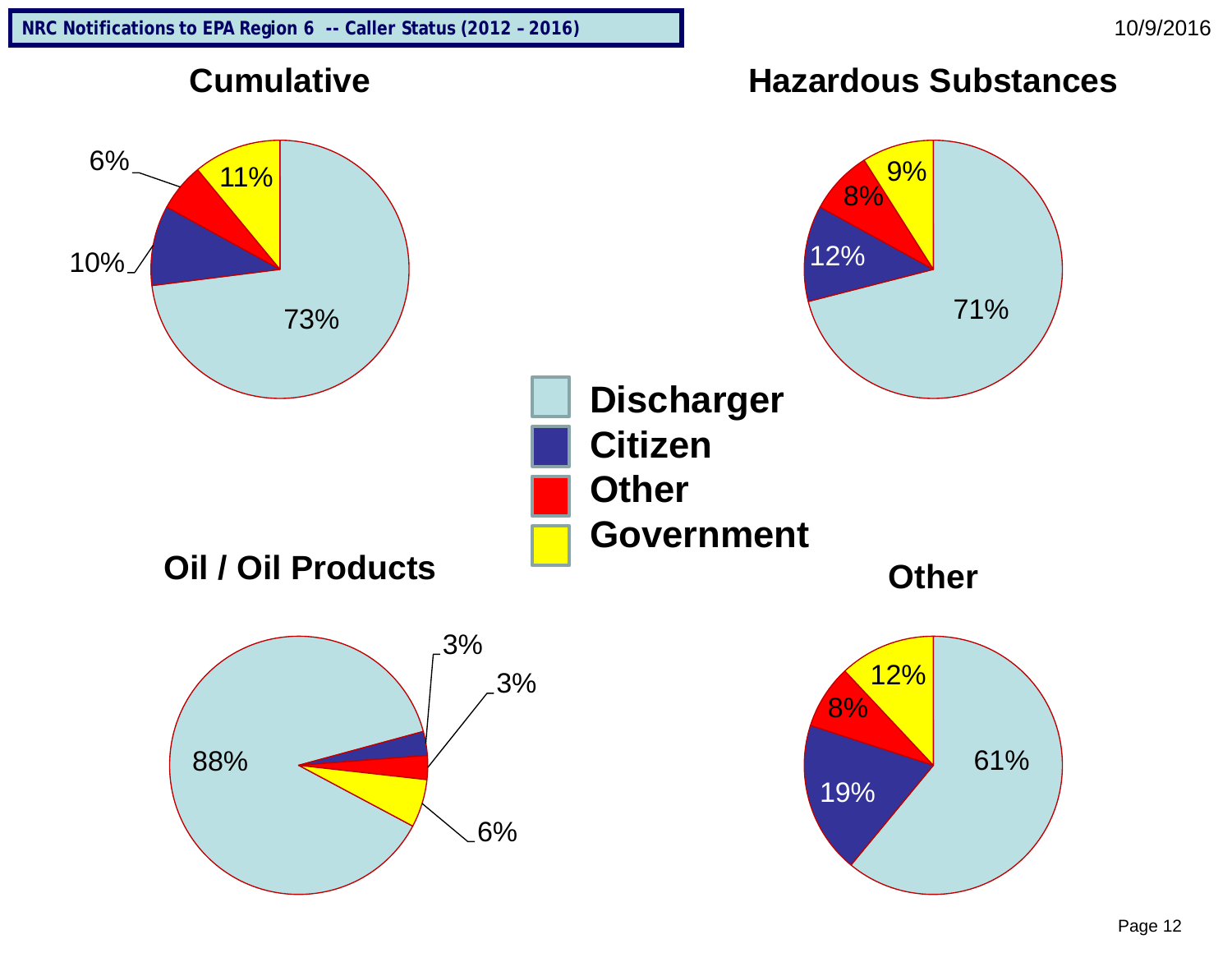# NRC Notifications to EPA Region 6 -- Caller Status (2012 – 2016)

10/9/2016

## Cumulative

| Caller Status | Percent |
|---|---|
| Discharger | 73% |
| Citizen | 10% |
| Other | 6% |
| Government | 11% |

## Hazardous Substances

| Caller Status | Percent |
|---|---|
| Discharger | 71% |
| Citizen | 12% |
| Other | 8% |
| Government | 9% |

## Oil / Oil Products

| Caller Status | Percent |
|---|---|
| Discharger | 88% |
| Citizen | 3% |
| Other | 3% |
| Government | 6% |

## Other

| Caller Status | Percent |
|---|---|
| Discharger | 61% |
| Citizen | 19% |
| Other | 8% |
| Government | 12% |

Legend: Discharger, Citizen, Other, Government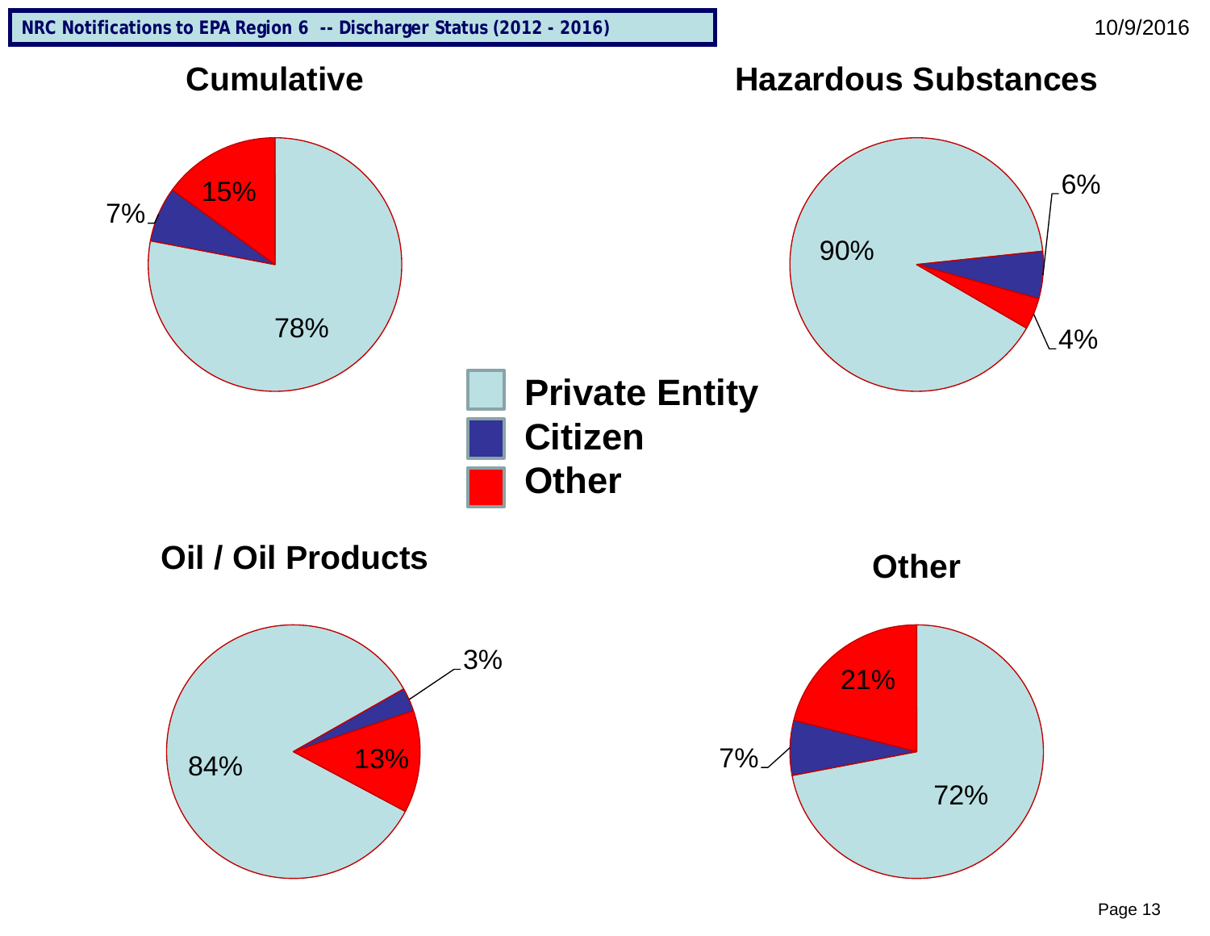# NRC Notifications to EPA Region 6 -- Discharger Status (2012 - 2016)

10/9/2016

## Cumulative

- Private Entity: 78%
- Citizen: 7%
- Other: 15%

## Hazardous Substances

- Private Entity: 90%
- Citizen: 6%
- Other: 4%

**Private Entity**
**Citizen**
**Other**

## Oil / Oil Products

- Private Entity: 84%
- Citizen: 3%
- Other: 13%

## Other

- Private Entity: 72%
- Citizen: 7%
- Other: 21%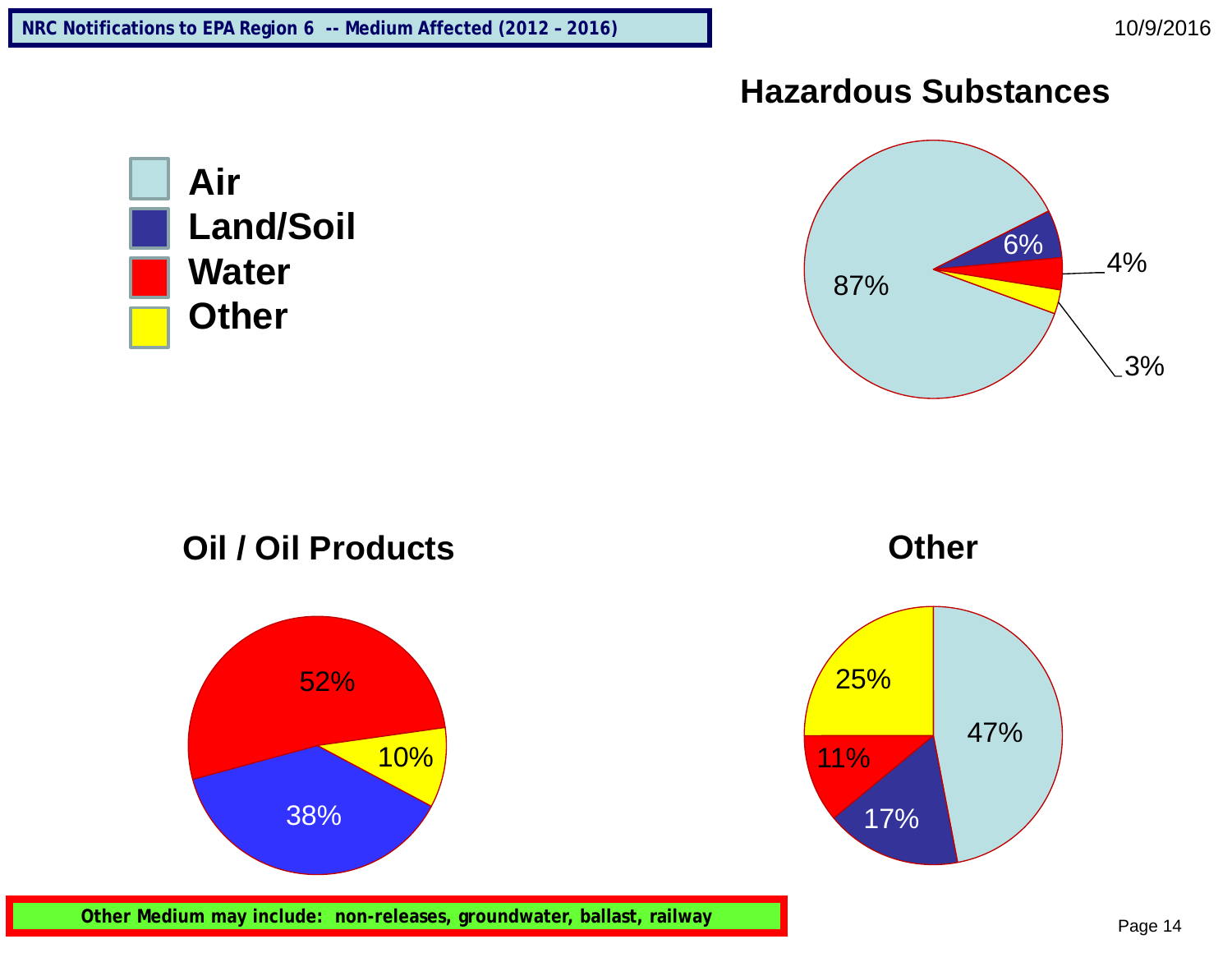# NRC Notifications to EPA Region 6 -- Medium Affected (2012 - 2016)

10/9/2016

**Legend:**
- Air
- Land/Soil
- Water
- Other

## Hazardous Substances

| Medium | Percent |
| --- | --- |
| Air | 87% |
| Land/Soil | 6% |
| Water | 4% |
| Other | 3% |

## Oil / Oil Products

| Medium | Percent |
| --- | --- |
| Water | 52% |
| Land/Soil | 38% |
| Other | 10% |

## Other

| Medium | Percent |
| --- | --- |
| Air | 47% |
| Other | 25% |
| Land/Soil | 17% |
| Water | 11% |

**Other Medium may include: non-releases, groundwater, ballast, railway**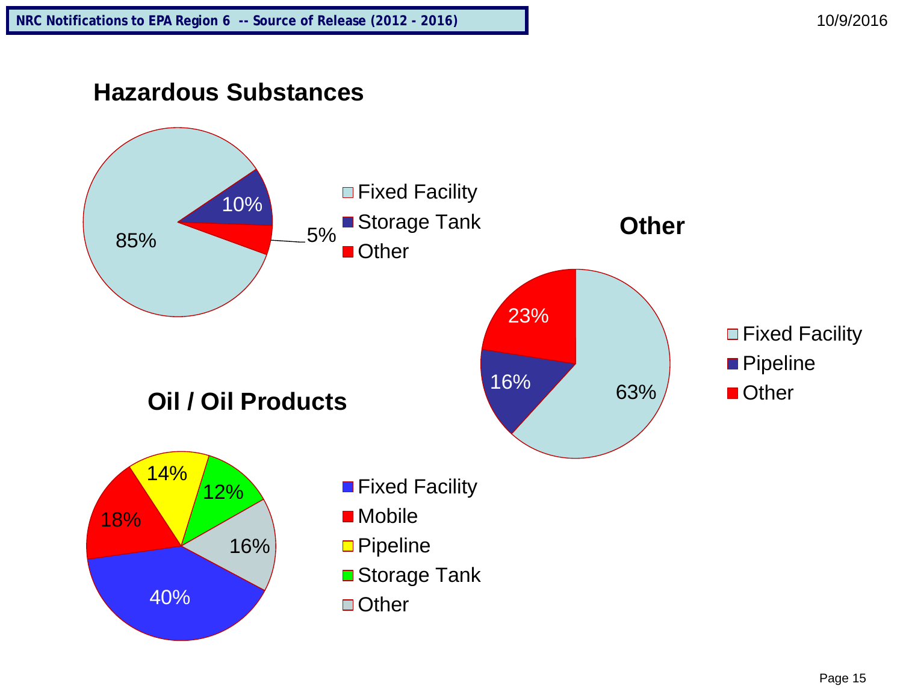# NRC Notifications to EPA Region 6 -- Source of Release (2012 - 2016)

## Hazardous Substances

| Source | Percent |
|---|---|
| Fixed Facility | 85% |
| Storage Tank | 10% |
| Other | 5% |

## Other

| Source | Percent |
|---|---|
| Fixed Facility | 63% |
| Pipeline | 16% |
| Other | 23% |

## Oil / Oil Products

| Source | Percent |
|---|---|
| Fixed Facility | 40% |
| Mobile | 18% |
| Pipeline | 14% |
| Storage Tank | 12% |
| Other | 16% |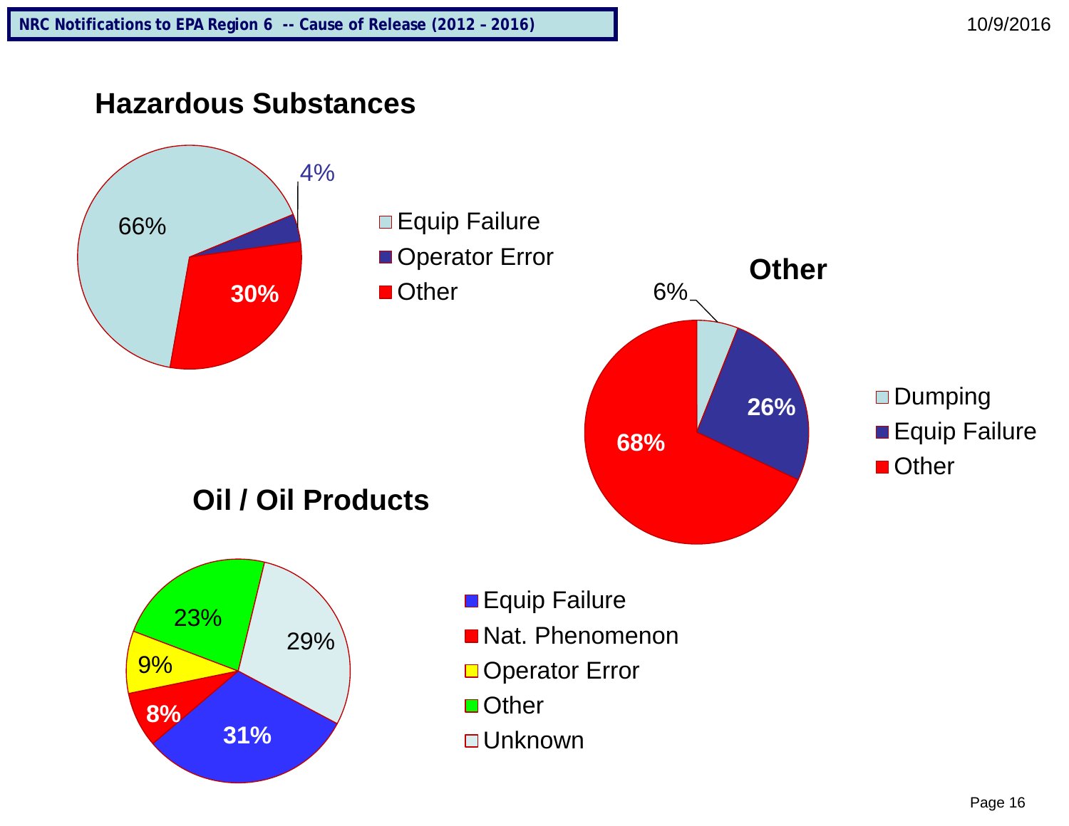# NRC Notifications to EPA Region 6 -- Cause of Release (2012 – 2016)

## Hazardous Substances

| Cause | Percent |
|---|---|
| Equip Failure | 66% |
| Operator Error | 4% |
| Other | 30% |

## Other

| Cause | Percent |
|---|---|
| Dumping | 6% |
| Equip Failure | 26% |
| Other | 68% |

## Oil / Oil Products

| Cause | Percent |
|---|---|
| Equip Failure | 31% |
| Nat. Phenomenon | 8% |
| Operator Error | 9% |
| Other | 23% |
| Unknown | 29% |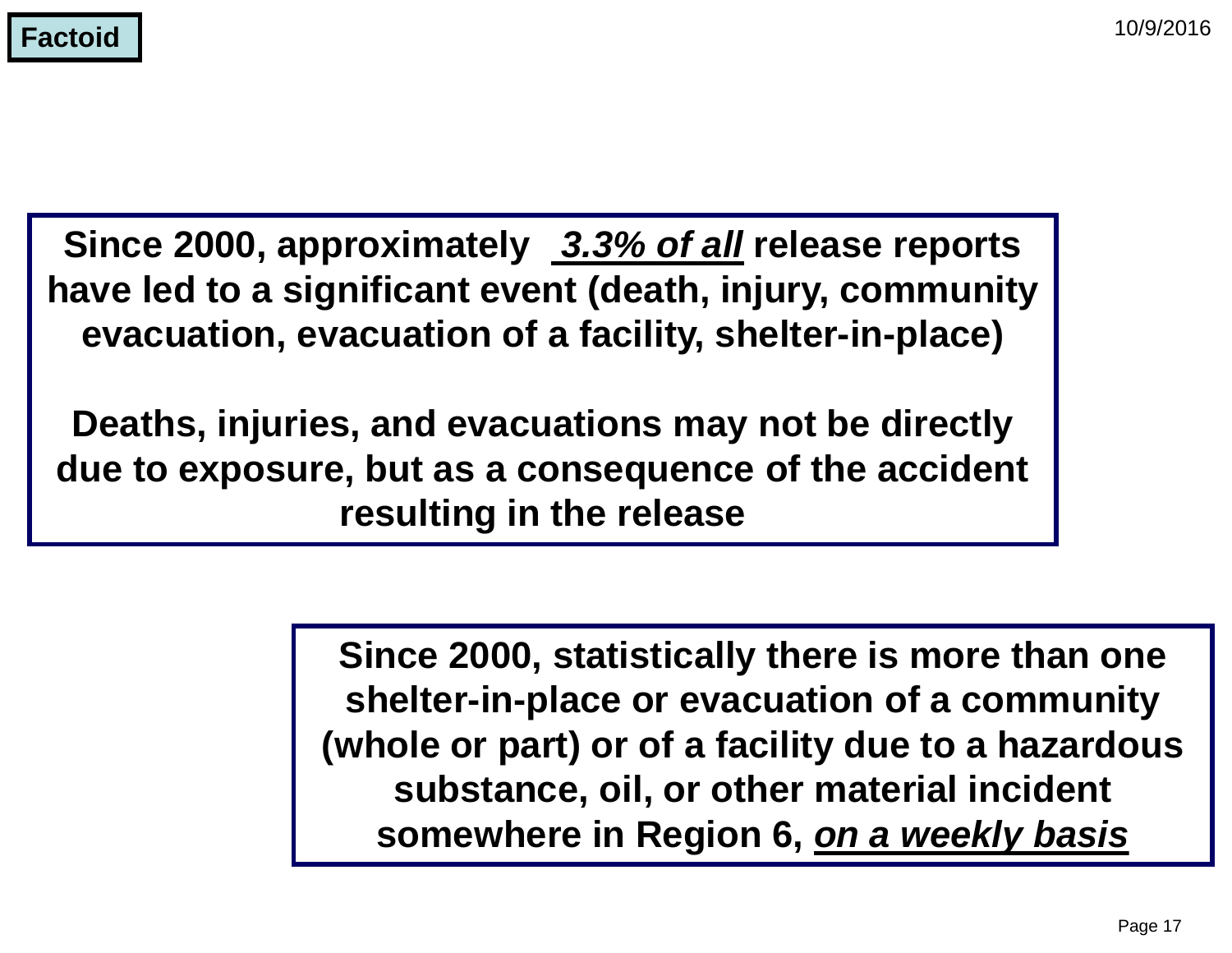**Factoid**

**Since 2000, approximately <u>*3.3% of all*</u> release reports have led to a significant event (death, injury, community evacuation, evacuation of a facility, shelter-in-place)**

**Deaths, injuries, and evacuations may not be directly due to exposure, but as a consequence of the accident resulting in the release**

**Since 2000, statistically there is more than one shelter-in-place or evacuation of a community (whole or part) or of a facility due to a hazardous substance, oil, or other material incident somewhere in Region 6, <u>*on a weekly basis*</u>**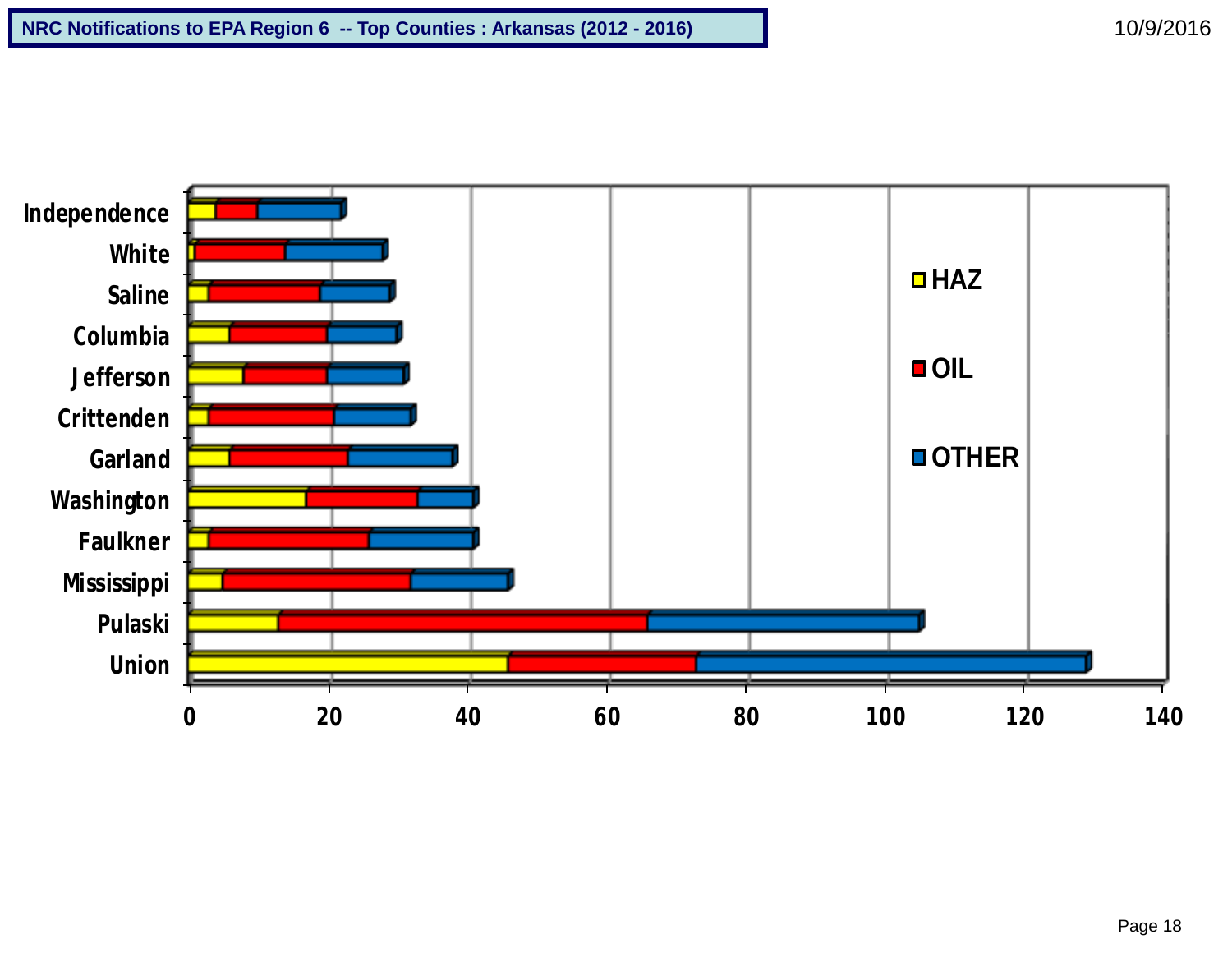# NRC Notifications to EPA Region 6 -- Top Counties : Arkansas (2012 - 2016)

10/9/2016

| County | HAZ | OIL | OTHER |
|---|---|---|---|
| Independence | 4 | 6 | 12 |
| White | 1 | 13 | 14 |
| Saline | 3 | 16 | 10 |
| Columbia | 6 | 14 | 10 |
| Jefferson | 8 | 12 | 11 |
| Crittenden | 3 | 18 | 11 |
| Garland | 6 | 17 | 15 |
| Washington | 17 | 16 | 8 |
| Faulkner | 3 | 23 | 15 |
| Mississippi | 5 | 27 | 14 |
| Pulaski | 13 | 53 | 39 |
| Union | 46 | 27 | 56 |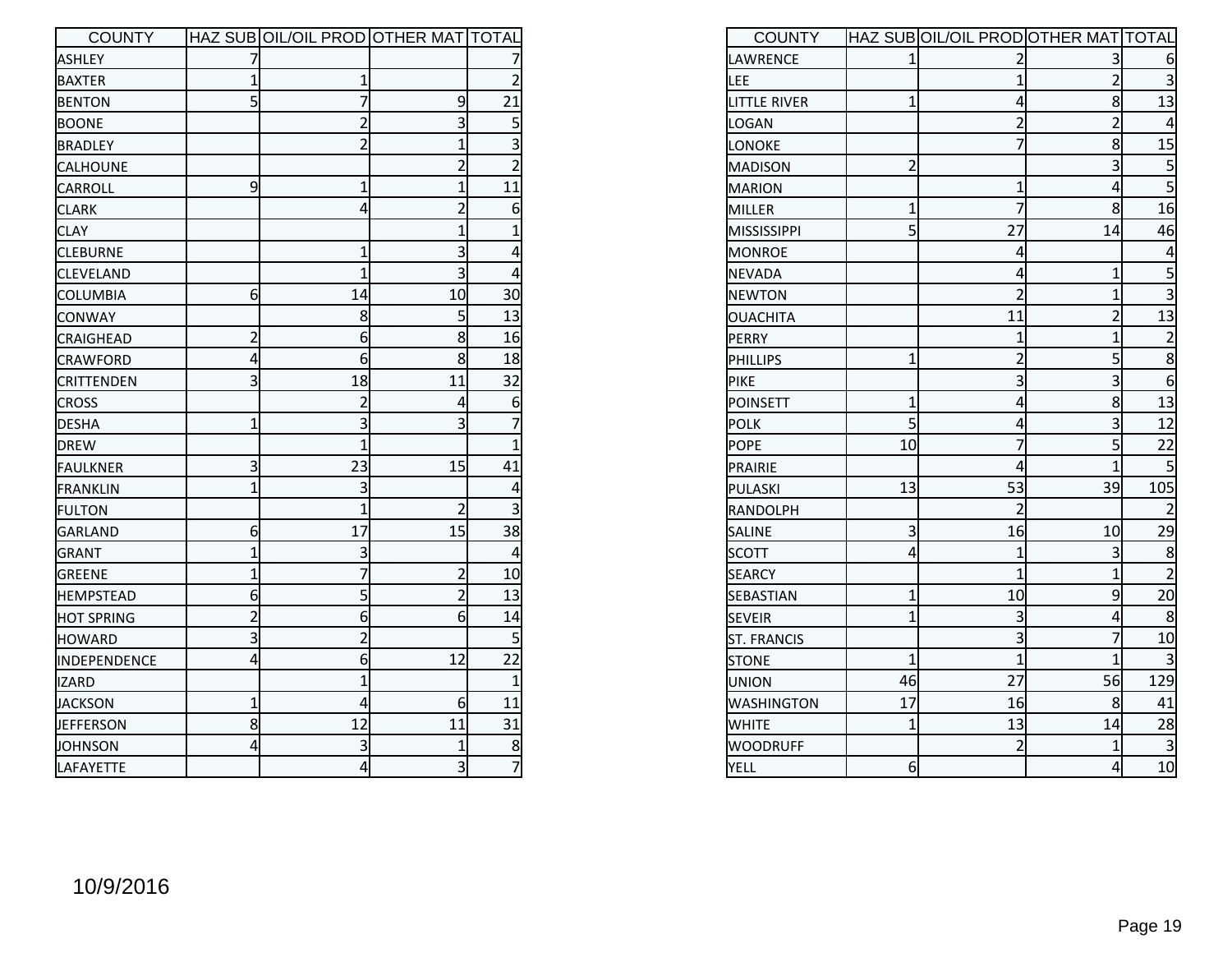| COUNTY | HAZ SUB | OIL/OIL PROD | OTHER MAT | TOTAL |
|---|---|---|---|---|
| ASHLEY | 7 | | | 7 |
| BAXTER | 1 | 1 | | 2 |
| BENTON | 5 | 7 | 9 | 21 |
| BOONE | | 2 | 3 | 5 |
| BRADLEY | | 2 | 1 | 3 |
| CALHOUNE | | | 2 | 2 |
| CARROLL | 9 | 1 | 1 | 11 |
| CLARK | | 4 | 2 | 6 |
| CLAY | | | 1 | 1 |
| CLEBURNE | | 1 | 3 | 4 |
| CLEVELAND | | 1 | 3 | 4 |
| COLUMBIA | 6 | 14 | 10 | 30 |
| CONWAY | | 8 | 5 | 13 |
| CRAIGHEAD | 2 | 6 | 8 | 16 |
| CRAWFORD | 4 | 6 | 8 | 18 |
| CRITTENDEN | 3 | 18 | 11 | 32 |
| CROSS | | 2 | 4 | 6 |
| DESHA | 1 | 3 | 3 | 7 |
| DREW | | 1 | | 1 |
| FAULKNER | 3 | 23 | 15 | 41 |
| FRANKLIN | 1 | 3 | | 4 |
| FULTON | | 1 | 2 | 3 |
| GARLAND | 6 | 17 | 15 | 38 |
| GRANT | 1 | 3 | | 4 |
| GREENE | 1 | 7 | 2 | 10 |
| HEMPSTEAD | 6 | 5 | 2 | 13 |
| HOT SPRING | 2 | 6 | 6 | 14 |
| HOWARD | 3 | 2 | | 5 |
| INDEPENDENCE | 4 | 6 | 12 | 22 |
| IZARD | | 1 | | 1 |
| JACKSON | 1 | 4 | 6 | 11 |
| JEFFERSON | 8 | 12 | 11 | 31 |
| JOHNSON | 4 | 3 | 1 | 8 |
| LAFAYETTE | | 4 | 3 | 7 |

| COUNTY | HAZ SUB | OIL/OIL PROD | OTHER MAT | TOTAL |
|---|---|---|---|---|
| LAWRENCE | 1 | 2 | 3 | 6 |
| LEE | | 1 | 2 | 3 |
| LITTLE RIVER | 1 | 4 | 8 | 13 |
| LOGAN | | 2 | 2 | 4 |
| LONOKE | | 7 | 8 | 15 |
| MADISON | 2 | | 3 | 5 |
| MARION | | 1 | 4 | 5 |
| MILLER | 1 | 7 | 8 | 16 |
| MISSISSIPPI | 5 | 27 | 14 | 46 |
| MONROE | | 4 | | 4 |
| NEVADA | | 4 | 1 | 5 |
| NEWTON | | 2 | 1 | 3 |
| OUACHITA | | 11 | 2 | 13 |
| PERRY | | 1 | 1 | 2 |
| PHILLIPS | 1 | 2 | 5 | 8 |
| PIKE | | 3 | 3 | 6 |
| POINSETT | 1 | 4 | 8 | 13 |
| POLK | 5 | 4 | 3 | 12 |
| POPE | 10 | 7 | 5 | 22 |
| PRAIRIE | | 4 | 1 | 5 |
| PULASKI | 13 | 53 | 39 | 105 |
| RANDOLPH | | 2 | | 2 |
| SALINE | 3 | 16 | 10 | 29 |
| SCOTT | 4 | 1 | 3 | 8 |
| SEARCY | | 1 | 1 | 2 |
| SEBASTIAN | 1 | 10 | 9 | 20 |
| SEVEIR | 1 | 3 | 4 | 8 |
| ST. FRANCIS | | 3 | 7 | 10 |
| STONE | 1 | 1 | 1 | 3 |
| UNION | 46 | 27 | 56 | 129 |
| WASHINGTON | 17 | 16 | 8 | 41 |
| WHITE | 1 | 13 | 14 | 28 |
| WOODRUFF | | 2 | 1 | 3 |
| YELL | 6 | | 4 | 10 |

10/9/2016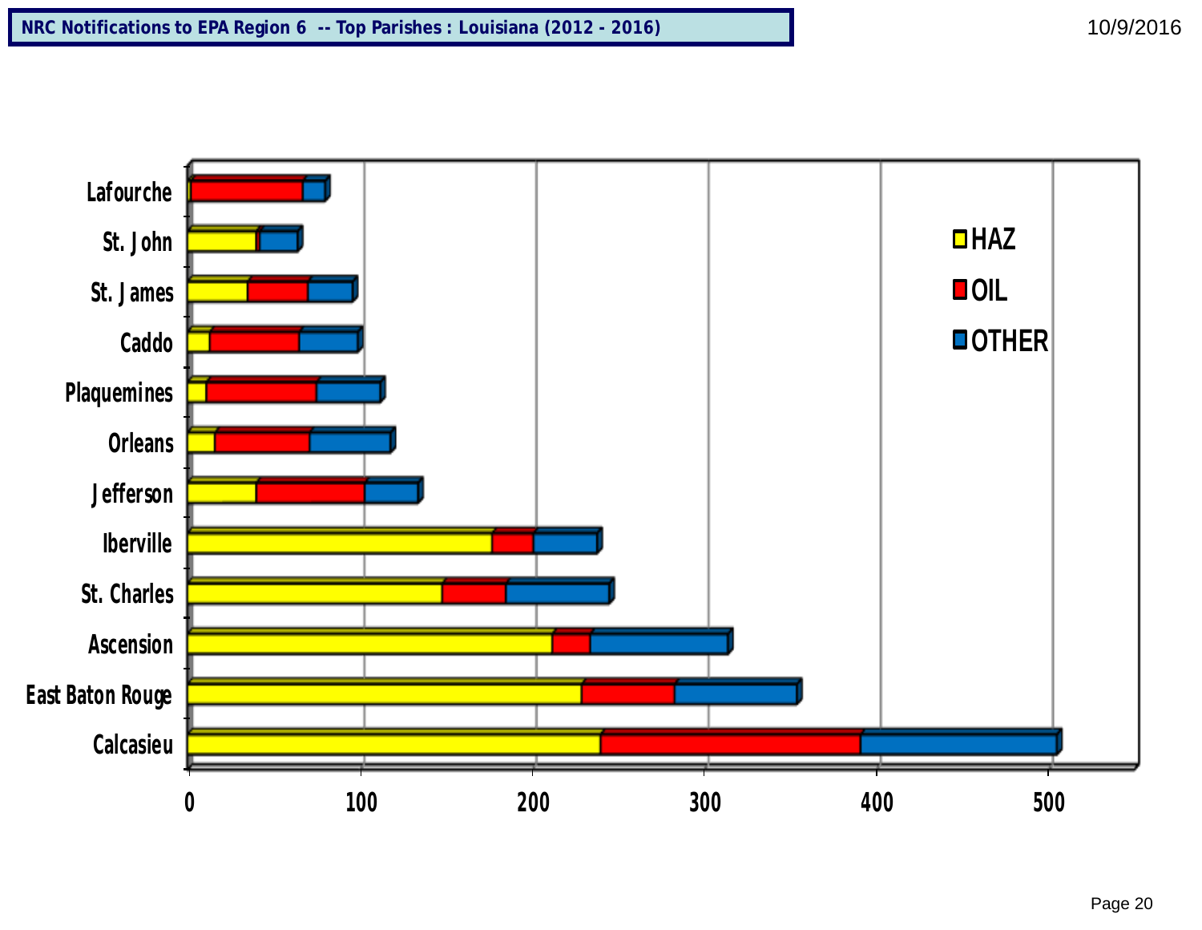## NRC Notifications to EPA Region 6 -- Top Parishes : Louisiana (2012 - 2016)

10/9/2016

Lafourche
St. John
St. James
Caddo
Plaquemines
Orleans
Jefferson
Iberville
St. Charles
Ascension
East Baton Rouge
Calcasieu

0 100 200 300 400 500

HAZ
OIL
OTHER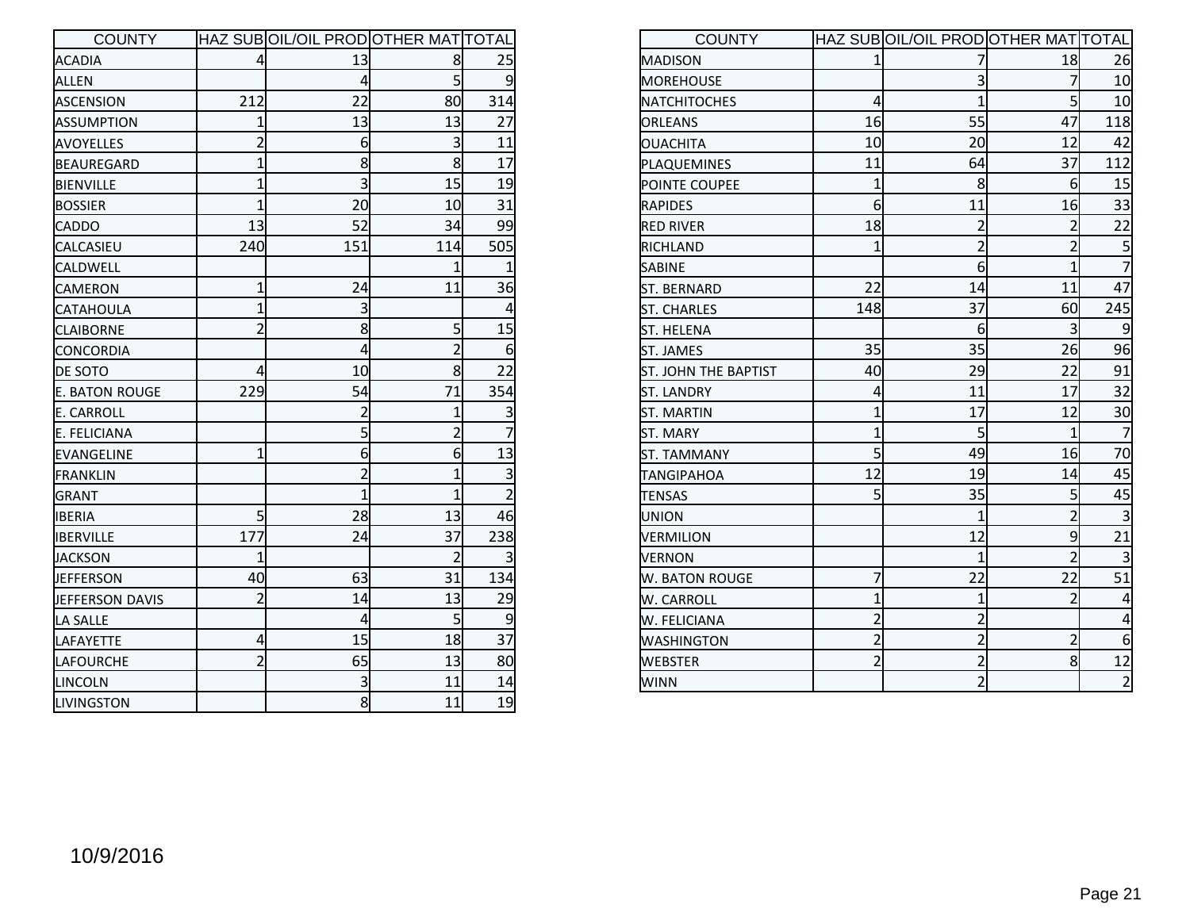| COUNTY | HAZ SUB | OIL/OIL PROD | OTHER MAT | TOTAL |
|---|---|---|---|---|
| ACADIA | 4 | 13 | 8 | 25 |
| ALLEN | | 4 | 5 | 9 |
| ASCENSION | 212 | 22 | 80 | 314 |
| ASSUMPTION | 1 | 13 | 13 | 27 |
| AVOYELLES | 2 | 6 | 3 | 11 |
| BEAUREGARD | 1 | 8 | 8 | 17 |
| BIENVILLE | 1 | 3 | 15 | 19 |
| BOSSIER | 1 | 20 | 10 | 31 |
| CADDO | 13 | 52 | 34 | 99 |
| CALCASIEU | 240 | 151 | 114 | 505 |
| CALDWELL | | | 1 | 1 |
| CAMERON | 1 | 24 | 11 | 36 |
| CATAHOULA | 1 | 3 | | 4 |
| CLAIBORNE | 2 | 8 | 5 | 15 |
| CONCORDIA | | 4 | 2 | 6 |
| DE SOTO | 4 | 10 | 8 | 22 |
| E. BATON ROUGE | 229 | 54 | 71 | 354 |
| E. CARROLL | | 2 | 1 | 3 |
| E. FELICIANA | | 5 | 2 | 7 |
| EVANGELINE | 1 | 6 | 6 | 13 |
| FRANKLIN | | 2 | 1 | 3 |
| GRANT | | 1 | 1 | 2 |
| IBERIA | 5 | 28 | 13 | 46 |
| IBERVILLE | 177 | 24 | 37 | 238 |
| JACKSON | 1 | | 2 | 3 |
| JEFFERSON | 40 | 63 | 31 | 134 |
| JEFFERSON DAVIS | 2 | 14 | 13 | 29 |
| LA SALLE | | 4 | 5 | 9 |
| LAFAYETTE | 4 | 15 | 18 | 37 |
| LAFOURCHE | 2 | 65 | 13 | 80 |
| LINCOLN | | 3 | 11 | 14 |
| LIVINGSTON | | 8 | 11 | 19 |

| COUNTY | HAZ SUB | OIL/OIL PROD | OTHER MAT | TOTAL |
|---|---|---|---|---|
| MADISON | 1 | 7 | 18 | 26 |
| MOREHOUSE | | 3 | 7 | 10 |
| NATCHITOCHES | 4 | 1 | 5 | 10 |
| ORLEANS | 16 | 55 | 47 | 118 |
| OUACHITA | 10 | 20 | 12 | 42 |
| PLAQUEMINES | 11 | 64 | 37 | 112 |
| POINTE COUPEE | 1 | 8 | 6 | 15 |
| RAPIDES | 6 | 11 | 16 | 33 |
| RED RIVER | 18 | 2 | 2 | 22 |
| RICHLAND | 1 | 2 | 2 | 5 |
| SABINE | | 6 | 1 | 7 |
| ST. BERNARD | 22 | 14 | 11 | 47 |
| ST. CHARLES | 148 | 37 | 60 | 245 |
| ST. HELENA | | 6 | 3 | 9 |
| ST. JAMES | 35 | 35 | 26 | 96 |
| ST. JOHN THE BAPTIST | 40 | 29 | 22 | 91 |
| ST. LANDRY | 4 | 11 | 17 | 32 |
| ST. MARTIN | 1 | 17 | 12 | 30 |
| ST. MARY | 1 | 5 | 1 | 7 |
| ST. TAMMANY | 5 | 49 | 16 | 70 |
| TANGIPAHOA | 12 | 19 | 14 | 45 |
| TENSAS | 5 | 35 | 5 | 45 |
| UNION | | 1 | 2 | 3 |
| VERMILION | | 12 | 9 | 21 |
| VERNON | | 1 | 2 | 3 |
| W. BATON ROUGE | 7 | 22 | 22 | 51 |
| W. CARROLL | 1 | 1 | 2 | 4 |
| W. FELICIANA | 2 | 2 | | 4 |
| WASHINGTON | 2 | 2 | 2 | 6 |
| WEBSTER | 2 | 2 | 8 | 12 |
| WINN | | 2 | | 2 |

10/9/2016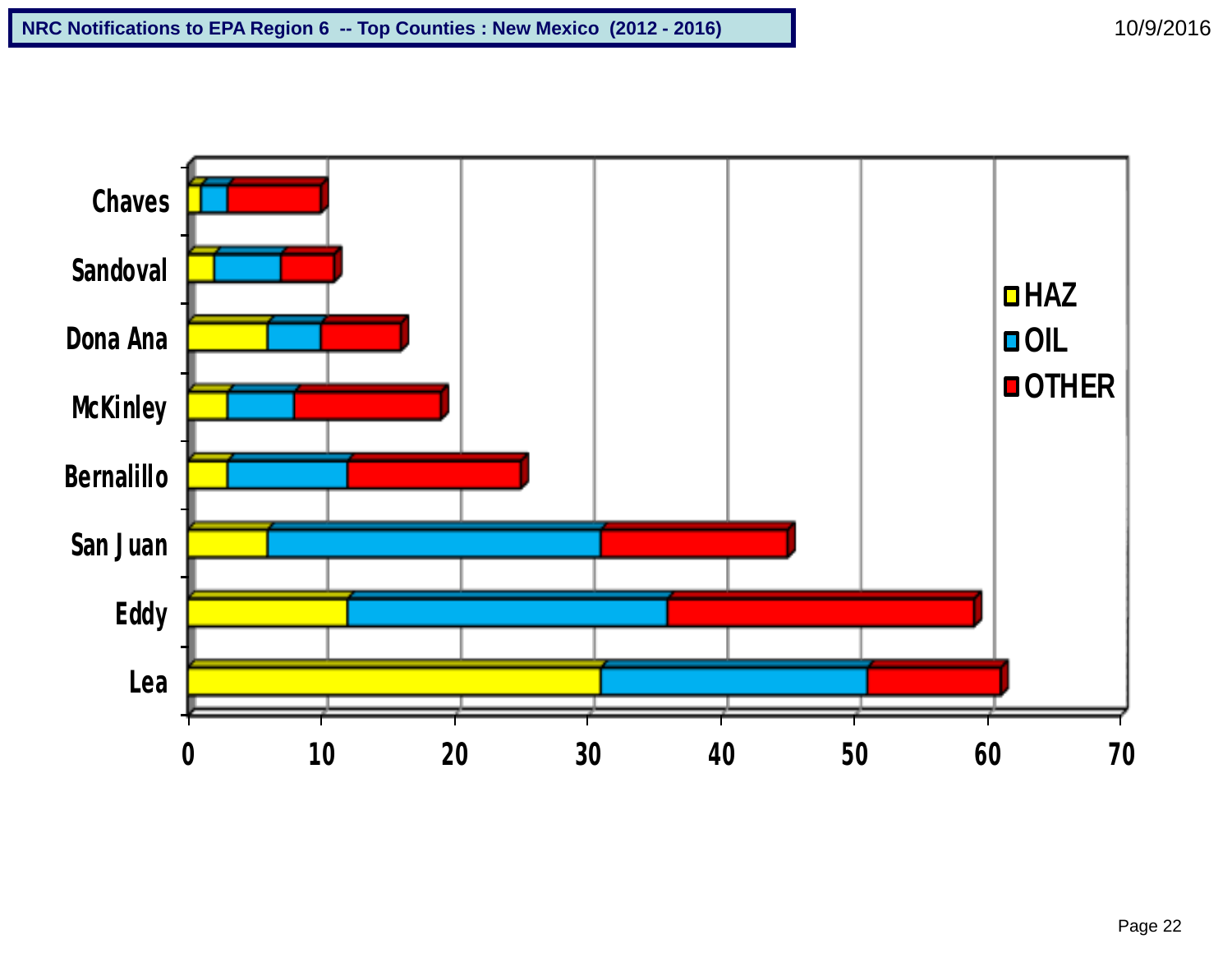## NRC Notifications to EPA Region 6 -- Top Counties : New Mexico (2012 - 2016)

10/9/2016

| County | HAZ | OIL | OTHER |
|---|---|---|---|
| Chaves | 1 | 2 | 7 |
| Sandoval | 2 | 5 | 4 |
| Dona Ana | 6 | 4 | 6 |
| McKinley | 3 | 5 | 11 |
| Bernalillo | 3 | 9 | 13 |
| San Juan | 6 | 25 | 14 |
| Eddy | 12 | 24 | 23 |
| Lea | 31 | 20 | 10 |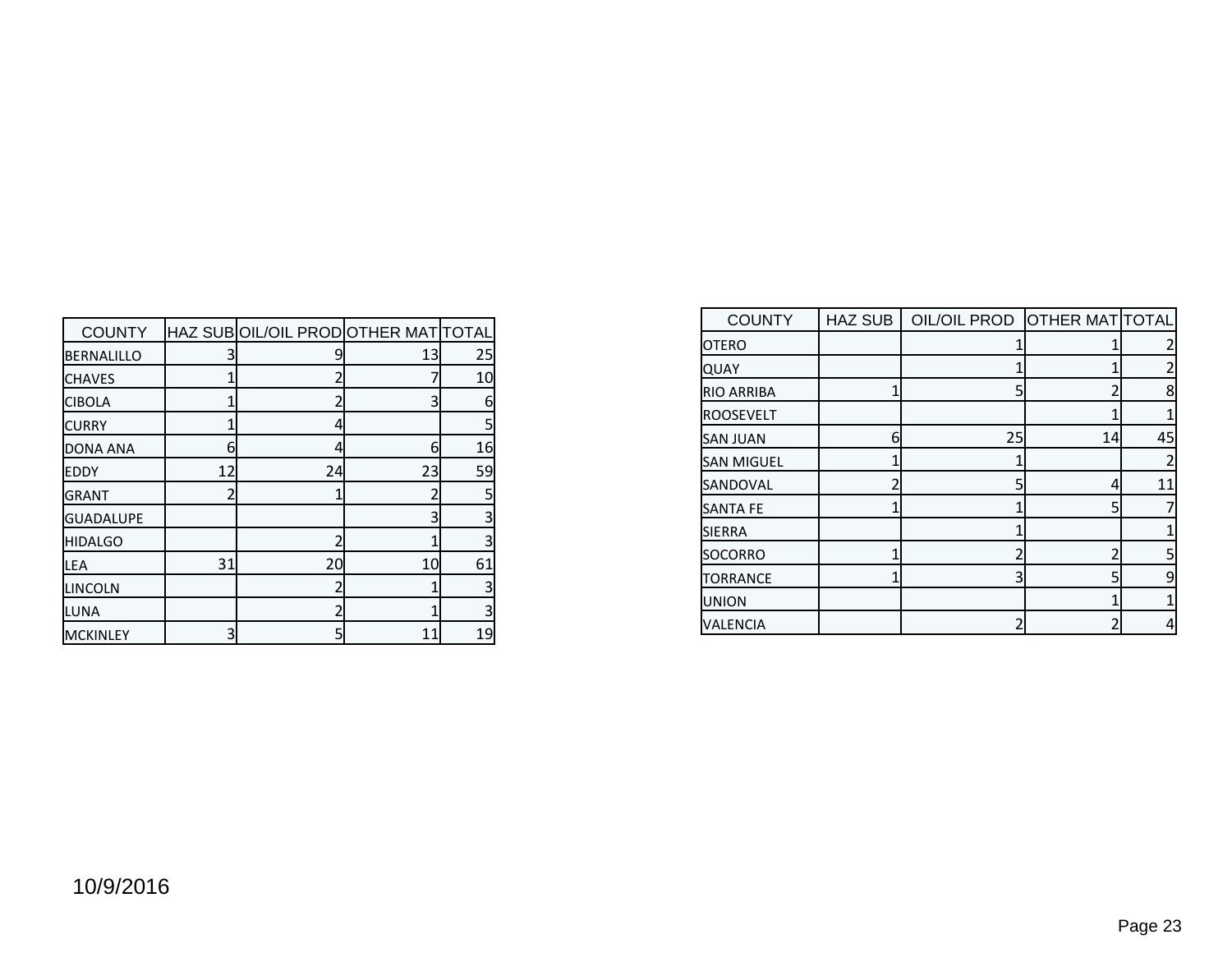| COUNTY | HAZ SUB | OIL/OIL PROD | OTHER MAT | TOTAL |
|---|---|---|---|---|
| BERNALILLO | 3 | 9 | 13 | 25 |
| CHAVES | 1 | 2 | 7 | 10 |
| CIBOLA | 1 | 2 | 3 | 6 |
| CURRY | 1 | 4 | | 5 |
| DONA ANA | 6 | 4 | 6 | 16 |
| EDDY | 12 | 24 | 23 | 59 |
| GRANT | 2 | 1 | 2 | 5 |
| GUADALUPE | | | 3 | 3 |
| HIDALGO | | 2 | 1 | 3 |
| LEA | 31 | 20 | 10 | 61 |
| LINCOLN | | 2 | 1 | 3 |
| LUNA | | 2 | 1 | 3 |
| MCKINLEY | 3 | 5 | 11 | 19 |

| COUNTY | HAZ SUB | OIL/OIL PROD | OTHER MAT | TOTAL |
|---|---|---|---|---|
| OTERO | | 1 | 1 | 2 |
| QUAY | | 1 | 1 | 2 |
| RIO ARRIBA | 1 | 5 | 2 | 8 |
| ROOSEVELT | | | 1 | 1 |
| SAN JUAN | 6 | 25 | 14 | 45 |
| SAN MIGUEL | 1 | 1 | | 2 |
| SANDOVAL | 2 | 5 | 4 | 11 |
| SANTA FE | 1 | 1 | 5 | 7 |
| SIERRA | | 1 | | 1 |
| SOCORRO | 1 | 2 | 2 | 5 |
| TORRANCE | 1 | 3 | 5 | 9 |
| UNION | | | 1 | 1 |
| VALENCIA | | 2 | 2 | 4 |

10/9/2016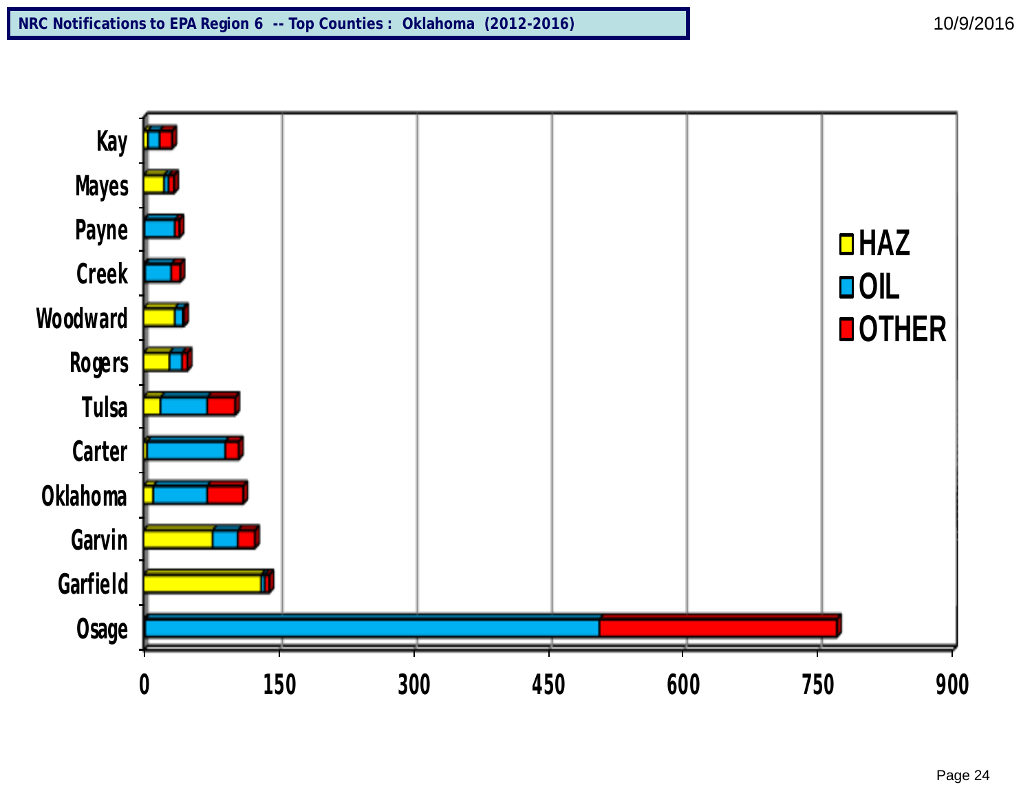**NRC Notifications to EPA Region 6 -- Top Counties : Oklahoma (2012-2016)**

10/9/2016

Kay
Mayes
Payne
Creek
Woodward
Rogers
Tulsa
Carter
Oklahoma
Garvin
Garfield
Osage

0 150 300 450 600 750 900

HAZ
OIL
OTHER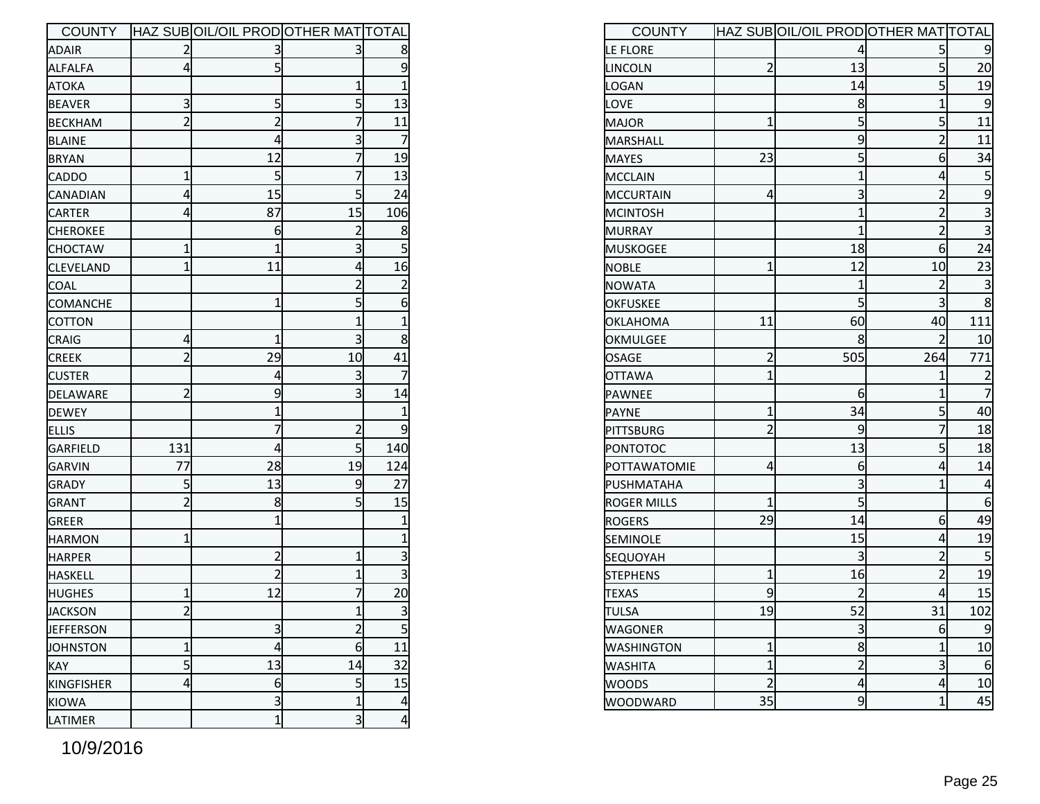| COUNTY | HAZ SUB | OIL/OIL PROD | OTHER MAT | TOTAL |
|---|---|---|---|---|
| ADAIR | 2 | 3 | 3 | 8 |
| ALFALFA | 4 | 5 | | 9 |
| ATOKA | | | 1 | 1 |
| BEAVER | 3 | 5 | 5 | 13 |
| BECKHAM | 2 | 2 | 7 | 11 |
| BLAINE | | 4 | 3 | 7 |
| BRYAN | | 12 | 7 | 19 |
| CADDO | 1 | 5 | 7 | 13 |
| CANADIAN | 4 | 15 | 5 | 24 |
| CARTER | 4 | 87 | 15 | 106 |
| CHEROKEE | | 6 | 2 | 8 |
| CHOCTAW | 1 | 1 | 3 | 5 |
| CLEVELAND | 1 | 11 | 4 | 16 |
| COAL | | | 2 | 2 |
| COMANCHE | | 1 | 5 | 6 |
| COTTON | | | 1 | 1 |
| CRAIG | 4 | 1 | 3 | 8 |
| CREEK | 2 | 29 | 10 | 41 |
| CUSTER | | 4 | 3 | 7 |
| DELAWARE | 2 | 9 | 3 | 14 |
| DEWEY | | 1 | | 1 |
| ELLIS | | 7 | 2 | 9 |
| GARFIELD | 131 | 4 | 5 | 140 |
| GARVIN | 77 | 28 | 19 | 124 |
| GRADY | 5 | 13 | 9 | 27 |
| GRANT | 2 | 8 | 5 | 15 |
| GREER | | 1 | | 1 |
| HARMON | 1 | | | 1 |
| HARPER | | 2 | 1 | 3 |
| HASKELL | | 2 | 1 | 3 |
| HUGHES | 1 | 12 | 7 | 20 |
| JACKSON | 2 | | 1 | 3 |
| JEFFERSON | | 3 | 2 | 5 |
| JOHNSTON | 1 | 4 | 6 | 11 |
| KAY | 5 | 13 | 14 | 32 |
| KINGFISHER | 4 | 6 | 5 | 15 |
| KIOWA | | 3 | 1 | 4 |
| LATIMER | | 1 | 3 | 4 |
| LE FLORE | | 4 | 5 | 9 |
| LINCOLN | 2 | 13 | 5 | 20 |
| LOGAN | | 14 | 5 | 19 |
| LOVE | | 8 | 1 | 9 |
| MAJOR | 1 | 5 | 5 | 11 |
| MARSHALL | | 9 | 2 | 11 |
| MAYES | 23 | 5 | 6 | 34 |
| MCCLAIN | | 1 | 4 | 5 |
| MCCURTAIN | 4 | 3 | 2 | 9 |
| MCINTOSH | | 1 | 2 | 3 |
| MURRAY | | 1 | 2 | 3 |
| MUSKOGEE | | 18 | 6 | 24 |
| NOBLE | 1 | 12 | 10 | 23 |
| NOWATA | | 1 | 2 | 3 |
| OKFUSKEE | | 5 | 3 | 8 |
| OKLAHOMA | 11 | 60 | 40 | 111 |
| OKMULGEE | | 8 | 2 | 10 |
| OSAGE | 2 | 505 | 264 | 771 |
| OTTAWA | 1 | | 1 | 2 |
| PAWNEE | | 6 | 1 | 7 |
| PAYNE | 1 | 34 | 5 | 40 |
| PITTSBURG | 2 | 9 | 7 | 18 |
| PONTOTOC | | 13 | 5 | 18 |
| POTTAWATOMIE | 4 | 6 | 4 | 14 |
| PUSHMATAHA | | 3 | 1 | 4 |
| ROGER MILLS | 1 | 5 | | 6 |
| ROGERS | 29 | 14 | 6 | 49 |
| SEMINOLE | | 15 | 4 | 19 |
| SEQUOYAH | | 3 | 2 | 5 |
| STEPHENS | 1 | 16 | 2 | 19 |
| TEXAS | 9 | 2 | 4 | 15 |
| TULSA | 19 | 52 | 31 | 102 |
| WAGONER | | 3 | 6 | 9 |
| WASHINGTON | 1 | 8 | 1 | 10 |
| WASHITA | 1 | 2 | 3 | 6 |
| WOODS | 2 | 4 | 4 | 10 |
| WOODWARD | 35 | 9 | 1 | 45 |

10/9/2016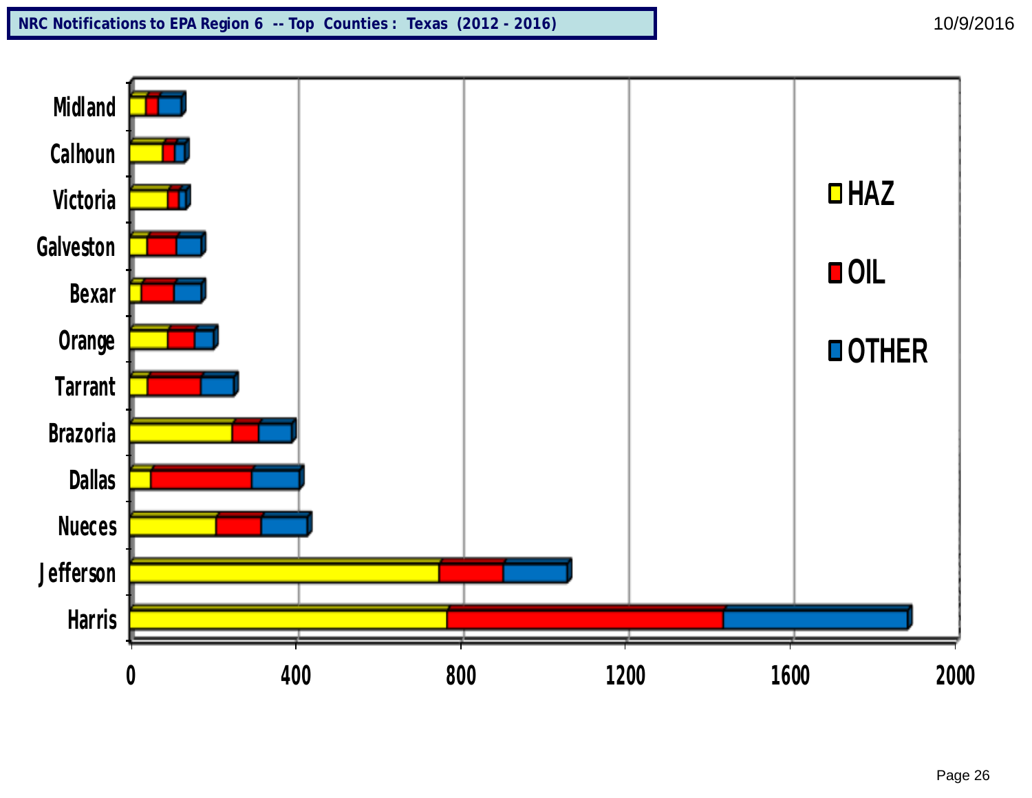**NRC Notifications to EPA Region 6 -- Top Counties : Texas (2012 - 2016)**

10/9/2016

Midland
Calhoun
Victoria
Galveston
Bexar
Orange
Tarrant
Brazoria
Dallas
Nueces
Jefferson
Harris

0 400 800 1200 1600 2000

HAZ
OIL
OTHER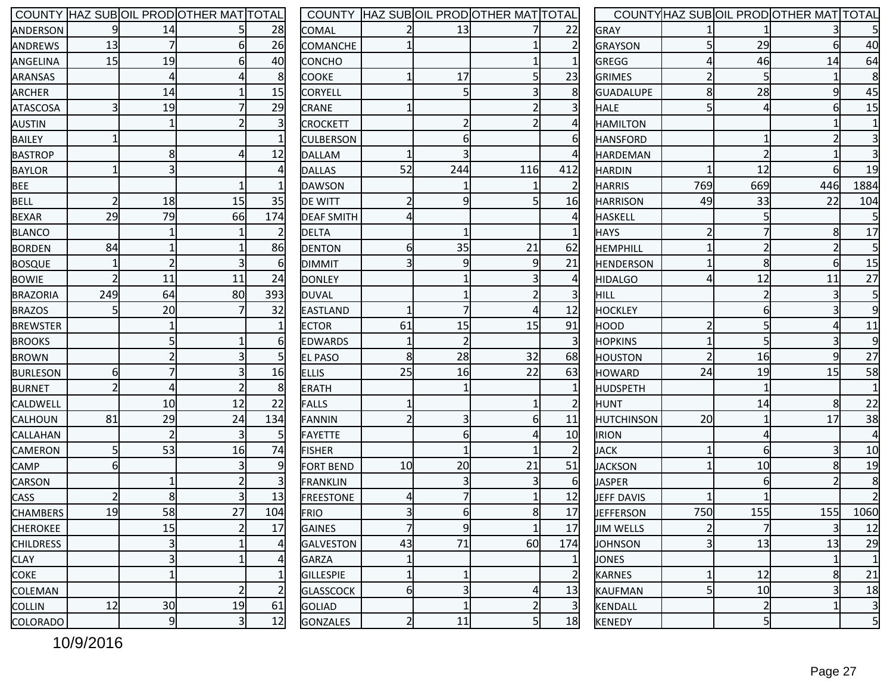| COUNTY | HAZ SUB | OIL PROD | OTHER MAT | TOTAL |
|---|---|---|---|---|
| ANDERSON | 9 | 14 | 5 | 28 |
| ANDREWS | 13 | 7 | 6 | 26 |
| ANGELINA | 15 | 19 | 6 | 40 |
| ARANSAS | | 4 | 4 | 8 |
| ARCHER | | 14 | 1 | 15 |
| ATASCOSA | 3 | 19 | 7 | 29 |
| AUSTIN | | 1 | 2 | 3 |
| BAILEY | 1 | | | 1 |
| BASTROP | | 8 | 4 | 12 |
| BAYLOR | 1 | 3 | | 4 |
| BEE | | | 1 | 1 |
| BELL | 2 | 18 | 15 | 35 |
| BEXAR | 29 | 79 | 66 | 174 |
| BLANCO | | 1 | 1 | 2 |
| BORDEN | 84 | 1 | 1 | 86 |
| BOSQUE | 1 | 2 | 3 | 6 |
| BOWIE | 2 | 11 | 11 | 24 |
| BRAZORIA | 249 | 64 | 80 | 393 |
| BRAZOS | 5 | 20 | 7 | 32 |
| BREWSTER | | 1 | | 1 |
| BROOKS | | 5 | 1 | 6 |
| BROWN | | 2 | 3 | 5 |
| BURLESON | 6 | 7 | 3 | 16 |
| BURNET | 2 | 4 | 2 | 8 |
| CALDWELL | | 10 | 12 | 22 |
| CALHOUN | 81 | 29 | 24 | 134 |
| CALLAHAN | | 2 | 3 | 5 |
| CAMERON | 5 | 53 | 16 | 74 |
| CAMP | 6 | | 3 | 9 |
| CARSON | | 1 | 2 | 3 |
| CASS | 2 | 8 | 3 | 13 |
| CHAMBERS | 19 | 58 | 27 | 104 |
| CHEROKEE | | 15 | 2 | 17 |
| CHILDRESS | | 3 | 1 | 4 |
| CLAY | | 3 | 1 | 4 |
| COKE | | 1 | | 1 |
| COLEMAN | | | 2 | 2 |
| COLLIN | 12 | 30 | 19 | 61 |
| COLORADO | | 9 | 3 | 12 |
| COMAL | 2 | 13 | 7 | 22 |
| COMANCHE | 1 | | 1 | 2 |
| CONCHO | | | 1 | 1 |
| COOKE | 1 | 17 | 5 | 23 |
| CORYELL | | 5 | 3 | 8 |
| CRANE | 1 | | 2 | 3 |
| CROCKETT | | 2 | 2 | 4 |
| CULBERSON | | 6 | | 6 |
| DALLAM | 1 | 3 | | 4 |
| DALLAS | 52 | 244 | 116 | 412 |
| DAWSON | | 1 | 1 | 2 |
| DE WITT | 2 | 9 | 5 | 16 |
| DEAF SMITH | 4 | | | 4 |
| DELTA | | 1 | | 1 |
| DENTON | 6 | 35 | 21 | 62 |
| DIMMIT | 3 | 9 | 9 | 21 |
| DONLEY | | 1 | 3 | 4 |
| DUVAL | | 1 | 2 | 3 |
| EASTLAND | 1 | 7 | 4 | 12 |
| ECTOR | 61 | 15 | 15 | 91 |
| EDWARDS | 1 | 2 | | 3 |
| EL PASO | 8 | 28 | 32 | 68 |
| ELLIS | 25 | 16 | 22 | 63 |
| ERATH | | 1 | | 1 |
| FALLS | 1 | | 1 | 2 |
| FANNIN | 2 | 3 | 6 | 11 |
| FAYETTE | | 6 | 4 | 10 |
| FISHER | | 1 | 1 | 2 |
| FORT BEND | 10 | 20 | 21 | 51 |
| FRANKLIN | | 3 | 3 | 6 |
| FREESTONE | 4 | 7 | 1 | 12 |
| FRIO | 3 | 6 | 8 | 17 |
| GAINES | 7 | 9 | 1 | 17 |
| GALVESTON | 43 | 71 | 60 | 174 |
| GARZA | 1 | | | 1 |
| GILLESPIE | 1 | 1 | | 2 |
| GLASSCOCK | 6 | 3 | 4 | 13 |
| GOLIAD | | 1 | 2 | 3 |
| GONZALES | 2 | 11 | 5 | 18 |
| GRAY | 1 | 1 | 3 | 5 |
| GRAYSON | 5 | 29 | 6 | 40 |
| GREGG | 4 | 46 | 14 | 64 |
| GRIMES | 2 | 5 | 1 | 8 |
| GUADALUPE | 8 | 28 | 9 | 45 |
| HALE | 5 | 4 | 6 | 15 |
| HAMILTON | | | 1 | 1 |
| HANSFORD | | 1 | 2 | 3 |
| HARDEMAN | | 2 | 1 | 3 |
| HARDIN | 1 | 12 | 6 | 19 |
| HARRIS | 769 | 669 | 446 | 1884 |
| HARRISON | 49 | 33 | 22 | 104 |
| HASKELL | | 5 | | 5 |
| HAYS | 2 | 7 | 8 | 17 |
| HEMPHILL | 1 | 2 | 2 | 5 |
| HENDERSON | 1 | 8 | 6 | 15 |
| HIDALGO | 4 | 12 | 11 | 27 |
| HILL | | 2 | 3 | 5 |
| HOCKLEY | | 6 | 3 | 9 |
| HOOD | 2 | 5 | 4 | 11 |
| HOPKINS | 1 | 5 | 3 | 9 |
| HOUSTON | 2 | 16 | 9 | 27 |
| HOWARD | 24 | 19 | 15 | 58 |
| HUDSPETH | | 1 | | 1 |
| HUNT | | 14 | 8 | 22 |
| HUTCHINSON | 20 | 1 | 17 | 38 |
| IRION | | 4 | | 4 |
| JACK | 1 | 6 | 3 | 10 |
| JACKSON | 1 | 10 | 8 | 19 |
| JASPER | | 6 | 2 | 8 |
| JEFF DAVIS | 1 | 1 | | 2 |
| JEFFERSON | 750 | 155 | 155 | 1060 |
| JIM WELLS | 2 | 7 | 3 | 12 |
| JOHNSON | 3 | 13 | 13 | 29 |
| JONES | | | 1 | 1 |
| KARNES | 1 | 12 | 8 | 21 |
| KAUFMAN | 5 | 10 | 3 | 18 |
| KENDALL | | 2 | 1 | 3 |
| KENEDY | | 5 | | 5 |

10/9/2016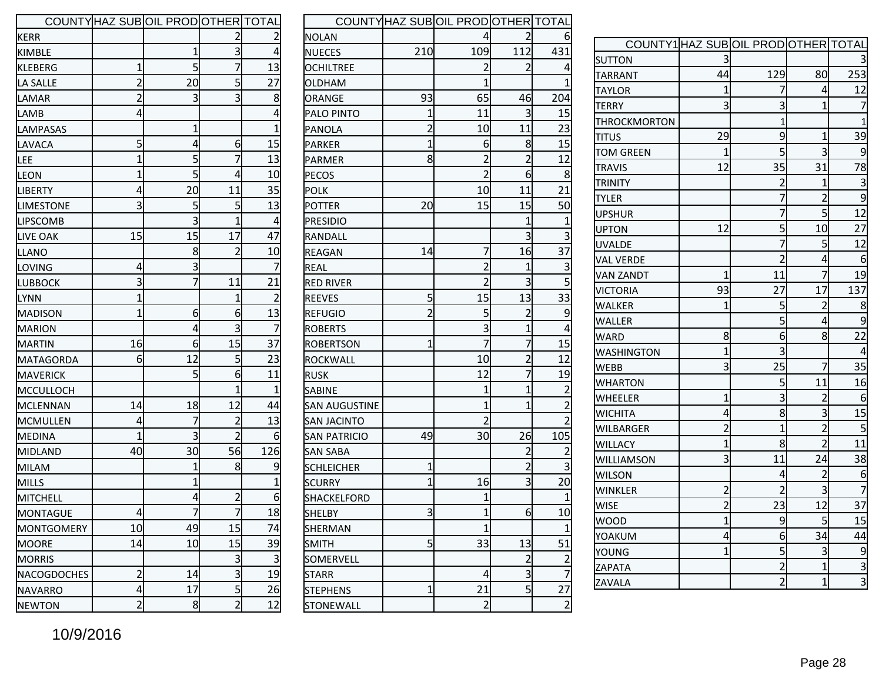| COUNTY | HAZ SUB | OIL PROD | OTHER | TOTAL |
|---|---|---|---|---|
| KERR | | | 2 | 2 |
| KIMBLE | | 1 | 3 | 4 |
| KLEBERG | 1 | 5 | 7 | 13 |
| LA SALLE | 2 | 20 | 5 | 27 |
| LAMAR | 2 | 3 | 3 | 8 |
| LAMB | 4 | | | 4 |
| LAMPASAS | | 1 | | 1 |
| LAVACA | 5 | 4 | 6 | 15 |
| LEE | 1 | 5 | 7 | 13 |
| LEON | 1 | 5 | 4 | 10 |
| LIBERTY | 4 | 20 | 11 | 35 |
| LIMESTONE | 3 | 5 | 5 | 13 |
| LIPSCOMB | | 3 | 1 | 4 |
| LIVE OAK | 15 | 15 | 17 | 47 |
| LLANO | | 8 | 2 | 10 |
| LOVING | 4 | 3 | | 7 |
| LUBBOCK | 3 | 7 | 11 | 21 |
| LYNN | 1 | | 1 | 2 |
| MADISON | 1 | 6 | 6 | 13 |
| MARION | | 4 | 3 | 7 |
| MARTIN | 16 | 6 | 15 | 37 |
| MATAGORDA | 6 | 12 | 5 | 23 |
| MAVERICK | | 5 | 6 | 11 |
| MCCULLOCH | | | 1 | 1 |
| MCLENNAN | 14 | 18 | 12 | 44 |
| MCMULLEN | 4 | 7 | 2 | 13 |
| MEDINA | 1 | 3 | 2 | 6 |
| MIDLAND | 40 | 30 | 56 | 126 |
| MILAM | | 1 | 8 | 9 |
| MILLS | | 1 | | 1 |
| MITCHELL | | 4 | 2 | 6 |
| MONTAGUE | 4 | 7 | 7 | 18 |
| MONTGOMERY | 10 | 49 | 15 | 74 |
| MOORE | 14 | 10 | 15 | 39 |
| MORRIS | | | 3 | 3 |
| NACOGDOCHES | 2 | 14 | 3 | 19 |
| NAVARRO | 4 | 17 | 5 | 26 |
| NEWTON | 2 | 8 | 2 | 12 |

| COUNTY | HAZ SUB | OIL PROD | OTHER | TOTAL |
|---|---|---|---|---|
| NOLAN | | 4 | 2 | 6 |
| NUECES | 210 | 109 | 112 | 431 |
| OCHILTREE | | 2 | 2 | 4 |
| OLDHAM | | 1 | | 1 |
| ORANGE | 93 | 65 | 46 | 204 |
| PALO PINTO | 1 | 11 | 3 | 15 |
| PANOLA | 2 | 10 | 11 | 23 |
| PARKER | 1 | 6 | 8 | 15 |
| PARMER | 8 | 2 | 2 | 12 |
| PECOS | | 2 | 6 | 8 |
| POLK | | 10 | 11 | 21 |
| POTTER | 20 | 15 | 15 | 50 |
| PRESIDIO | | | 1 | 1 |
| RANDALL | | | 3 | 3 |
| REAGAN | 14 | 7 | 16 | 37 |
| REAL | | 2 | 1 | 3 |
| RED RIVER | | 2 | 3 | 5 |
| REEVES | 5 | 15 | 13 | 33 |
| REFUGIO | 2 | 5 | 2 | 9 |
| ROBERTS | | 3 | 1 | 4 |
| ROBERTSON | 1 | 7 | 7 | 15 |
| ROCKWALL | | 10 | 2 | 12 |
| RUSK | | 12 | 7 | 19 |
| SABINE | | 1 | 1 | 2 |
| SAN AUGUSTINE | | 1 | 1 | 2 |
| SAN JACINTO | | 2 | | 2 |
| SAN PATRICIO | 49 | 30 | 26 | 105 |
| SAN SABA | | | 2 | 2 |
| SCHLEICHER | 1 | | 2 | 3 |
| SCURRY | 1 | 16 | 3 | 20 |
| SHACKELFORD | | 1 | | 1 |
| SHELBY | 3 | 1 | 6 | 10 |
| SHERMAN | | 1 | | 1 |
| SMITH | 5 | 33 | 13 | 51 |
| SOMERVELL | | | 2 | 2 |
| STARR | | 4 | 3 | 7 |
| STEPHENS | 1 | 21 | 5 | 27 |
| STONEWALL | | 2 | | 2 |

| COUNTY1 | HAZ SUB | OIL PROD | OTHER | TOTAL |
|---|---|---|---|---|
| SUTTON | 3 | | | 3 |
| TARRANT | 44 | 129 | 80 | 253 |
| TAYLOR | 1 | 7 | 4 | 12 |
| TERRY | 3 | 3 | 1 | 7 |
| THROCKMORTON | | 1 | | 1 |
| TITUS | 29 | 9 | 1 | 39 |
| TOM GREEN | 1 | 5 | 3 | 9 |
| TRAVIS | 12 | 35 | 31 | 78 |
| TRINITY | | 2 | 1 | 3 |
| TYLER | | 7 | 2 | 9 |
| UPSHUR | | 7 | 5 | 12 |
| UPTON | 12 | 5 | 10 | 27 |
| UVALDE | | 7 | 5 | 12 |
| VAL VERDE | | 2 | 4 | 6 |
| VAN ZANDT | 1 | 11 | 7 | 19 |
| VICTORIA | 93 | 27 | 17 | 137 |
| WALKER | 1 | 5 | 2 | 8 |
| WALLER | | 5 | 4 | 9 |
| WARD | 8 | 6 | 8 | 22 |
| WASHINGTON | 1 | 3 | | 4 |
| WEBB | 3 | 25 | 7 | 35 |
| WHARTON | | 5 | 11 | 16 |
| WHEELER | 1 | 3 | 2 | 6 |
| WICHITA | 4 | 8 | 3 | 15 |
| WILBARGER | 2 | 1 | 2 | 5 |
| WILLACY | 1 | 8 | 2 | 11 |
| WILLIAMSON | 3 | 11 | 24 | 38 |
| WILSON | | 4 | 2 | 6 |
| WINKLER | 2 | 2 | 3 | 7 |
| WISE | 2 | 23 | 12 | 37 |
| WOOD | 1 | 9 | 5 | 15 |
| YOAKUM | 4 | 6 | 34 | 44 |
| YOUNG | 1 | 5 | 3 | 9 |
| ZAPATA | | 2 | 1 | 3 |
| ZAVALA | | 2 | 1 | 3 |

10/9/2016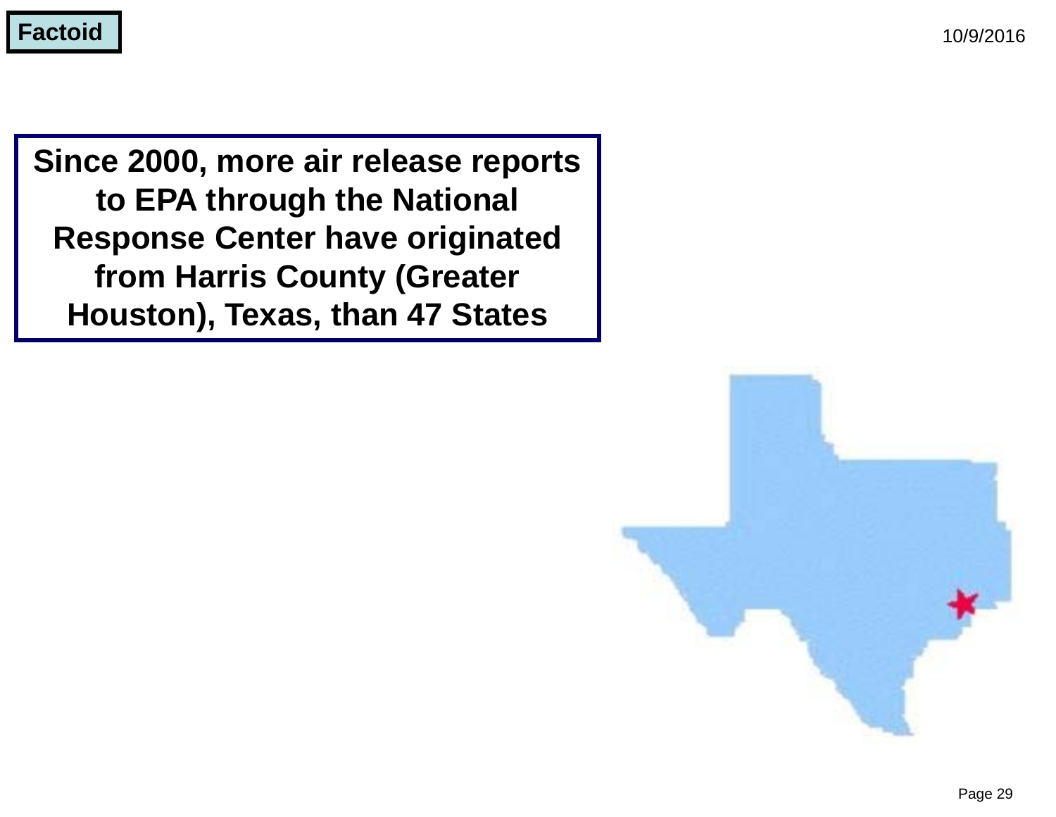**Factoid**

10/9/2016

**Since 2000, more air release reports to EPA through the National Response Center have originated from Harris County (Greater Houston), Texas, than 47 States**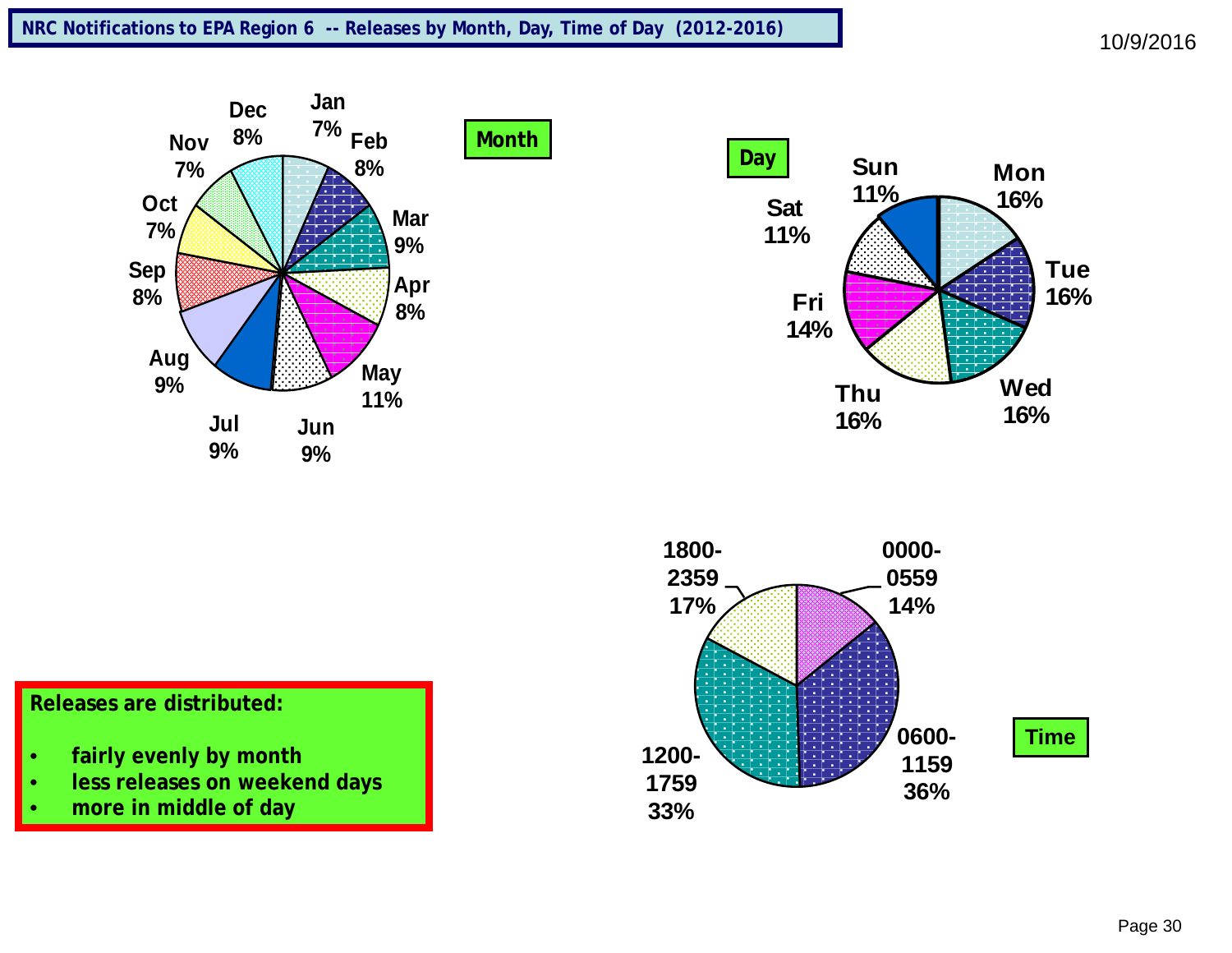# NRC Notifications to EPA Region 6 -- Releases by Month, Day, Time of Day (2012-2016)

10/9/2016

**Month**

| Month | Percent |
|---|---|
| Jan | 7% |
| Feb | 8% |
| Mar | 9% |
| Apr | 8% |
| May | 11% |
| Jun | 9% |
| Jul | 9% |
| Aug | 9% |
| Sep | 8% |
| Oct | 7% |
| Nov | 7% |
| Dec | 8% |

**Day**

| Day | Percent |
|---|---|
| Mon | 16% |
| Tue | 16% |
| Wed | 16% |
| Thu | 16% |
| Fri | 14% |
| Sat | 11% |
| Sun | 11% |

**Time**

| Time | Percent |
|---|---|
| 0000-0559 | 14% |
| 0600-1159 | 36% |
| 1200-1759 | 33% |
| 1800-2359 | 17% |

**Releases are distributed:**

- **fairly evenly by month**
- **less releases on weekend days**
- **more in middle of day**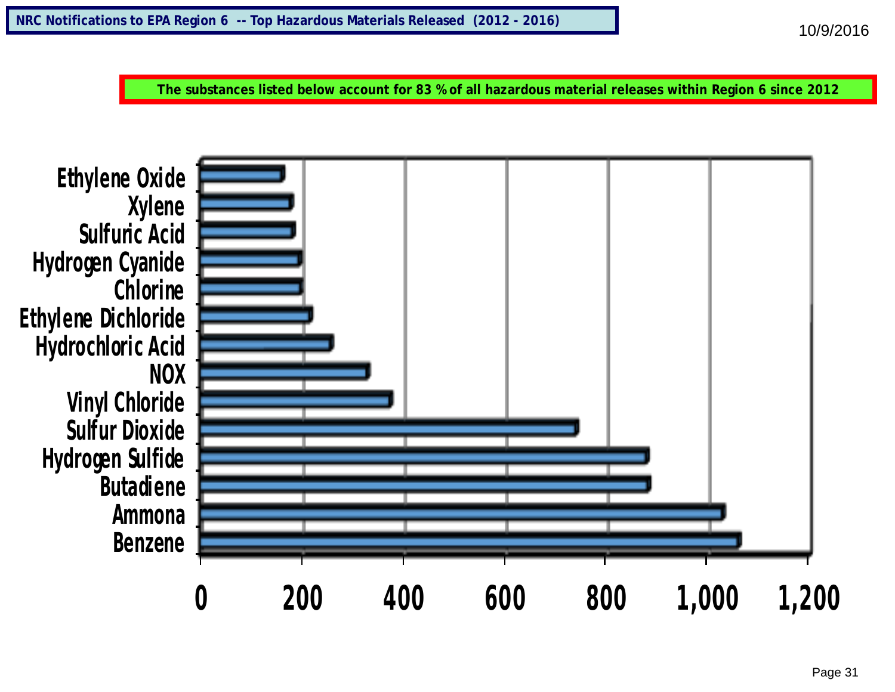## NRC Notifications to EPA Region 6 -- Top Hazardous Materials Released (2012 - 2016)

10/9/2016

**The substances listed below account for 83 % of all hazardous material releases within Region 6 since 2012**

Ethylene Oxide
Xylene
Sulfuric Acid
Hydrogen Cyanide
Chlorine
Ethylene Dichloride
Hydrochloric Acid
NOX
Vinyl Chloride
Sulfur Dioxide
Hydrogen Sulfide
Butadiene
Ammona
Benzene

0 200 400 600 800 1,000 1,200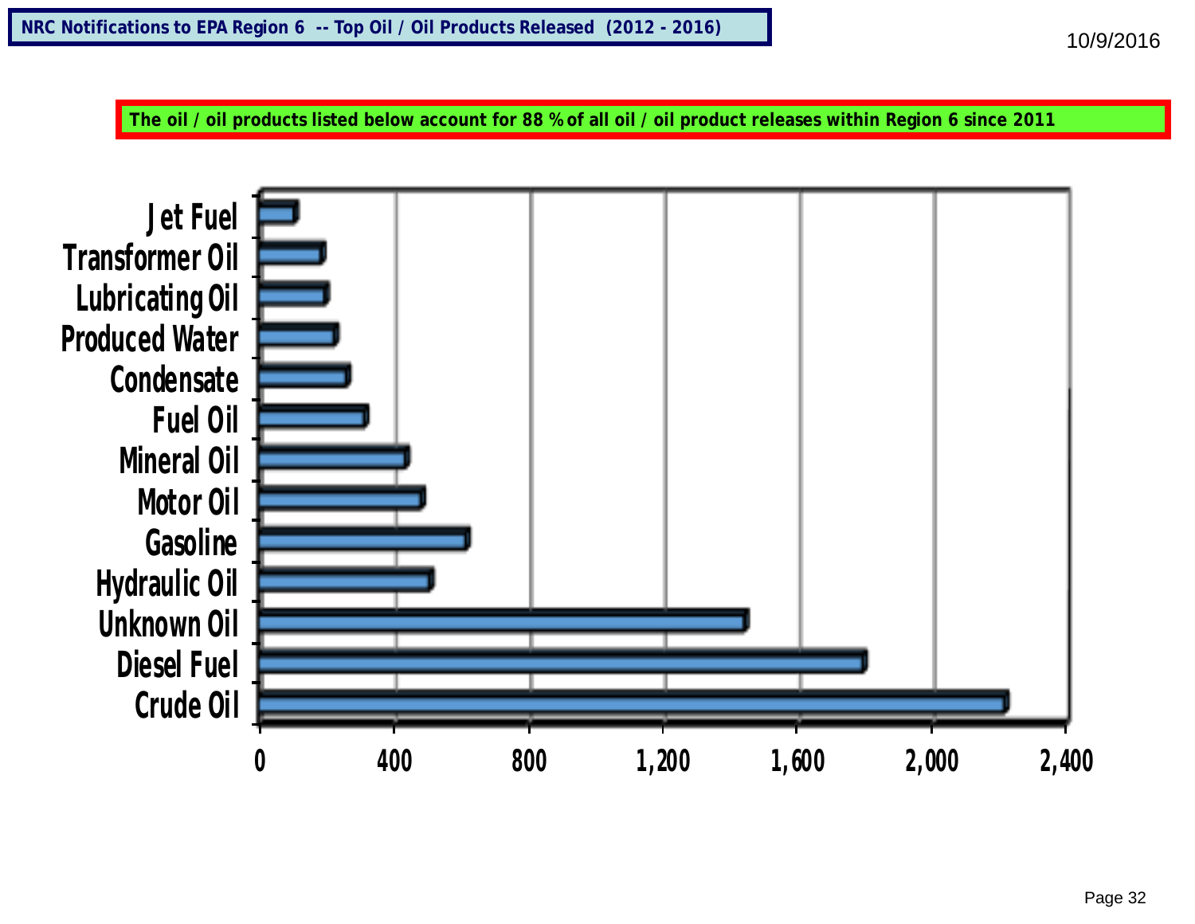# NRC Notifications to EPA Region 6 -- Top Oil / Oil Products Released (2012 - 2016)

10/9/2016

**The oil / oil products listed below account for 88 % of all oil / oil product releases within Region 6 since 2011**

Jet Fuel
Transformer Oil
Lubricating Oil
Produced Water
Condensate
Fuel Oil
Mineral Oil
Motor Oil
Gasoline
Hydraulic Oil
Unknown Oil
Diesel Fuel
Crude Oil

0 400 800 1,200 1,600 2,000 2,400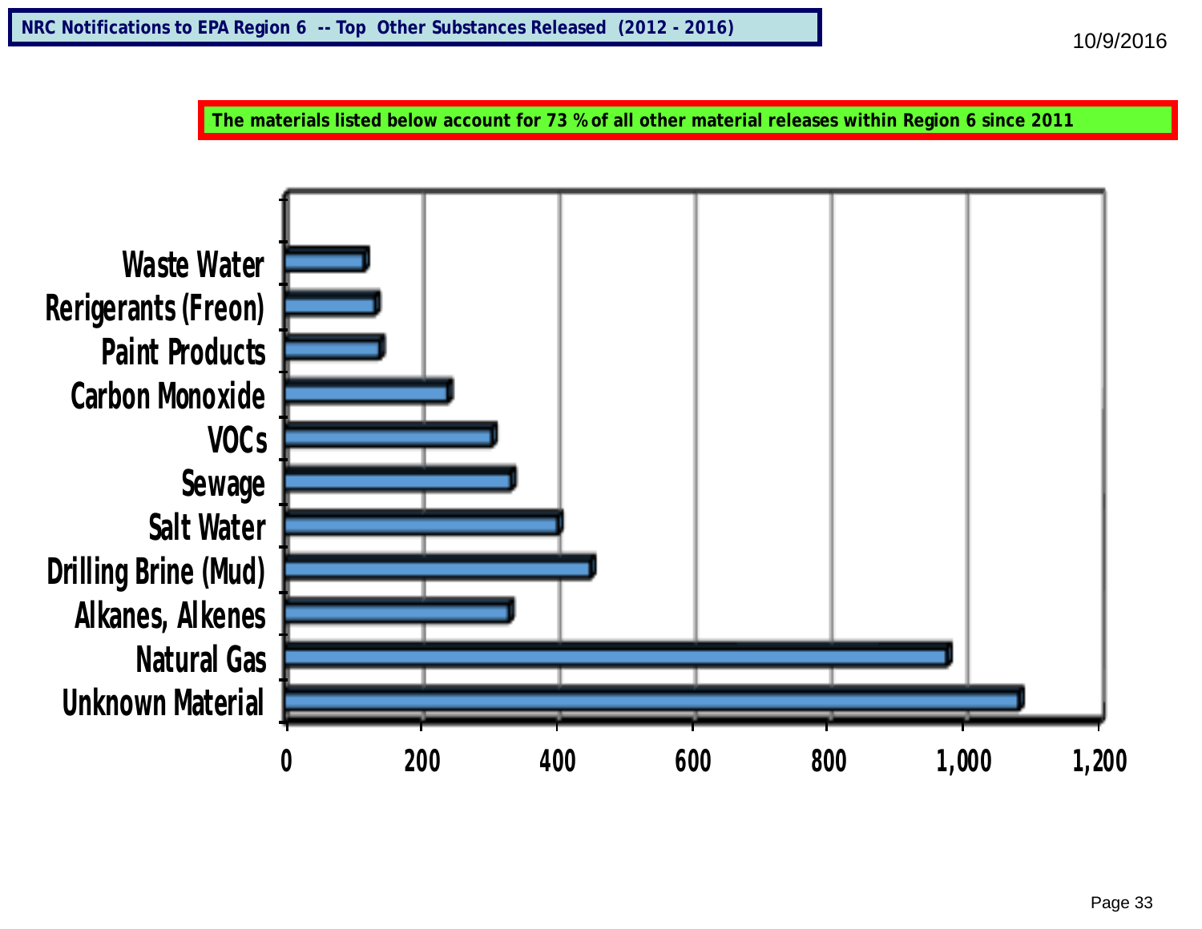## NRC Notifications to EPA Region 6 -- Top Other Substances Released (2012 - 2016)

10/9/2016

**The materials listed below account for 73 % of all other material releases within Region 6 since 2011**

| Substance | Approx. Count |
| --- | --- |
| Waste Water | ~120 |
| Rerigerants (Freon) | ~135 |
| Paint Products | ~140 |
| Carbon Monoxide | ~245 |
| VOCs | ~310 |
| Sewage | ~335 |
| Salt Water | ~405 |
| Drilling Brine (Mud) | ~455 |
| Alkanes, Alkenes | ~335 |
| Natural Gas | ~980 |
| Unknown Material | ~1,085 |

Axis: 0, 200, 400, 600, 800, 1,000, 1,200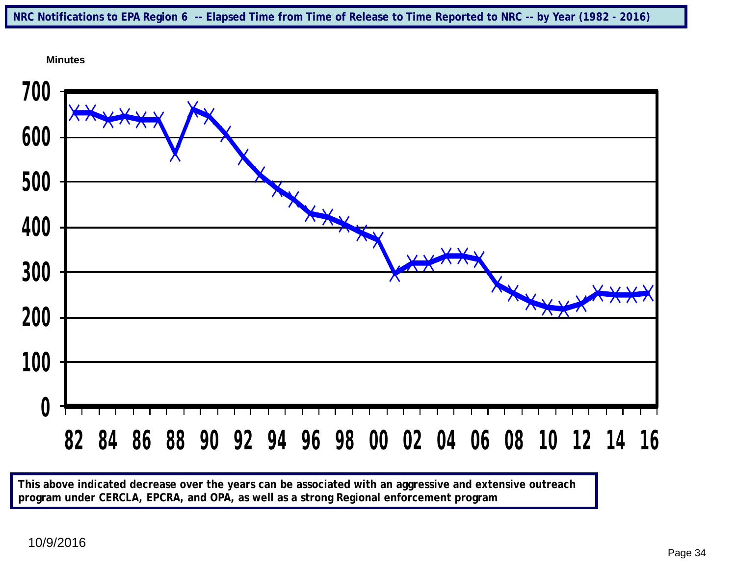## NRC Notifications to EPA Region 6 -- Elapsed Time from Time of Release to Time Reported to NRC -- by Year (1982 - 2016)

Minutes

700
600
500
400
300
200
100
0

82 84 86 88 90 92 94 96 98 00 02 04 06 08 10 12 14 16

**This above indicated decrease over the years can be associated with an aggressive and extensive outreach program under CERCLA, EPCRA, and OPA, as well as a strong Regional enforcement program**

10/9/2016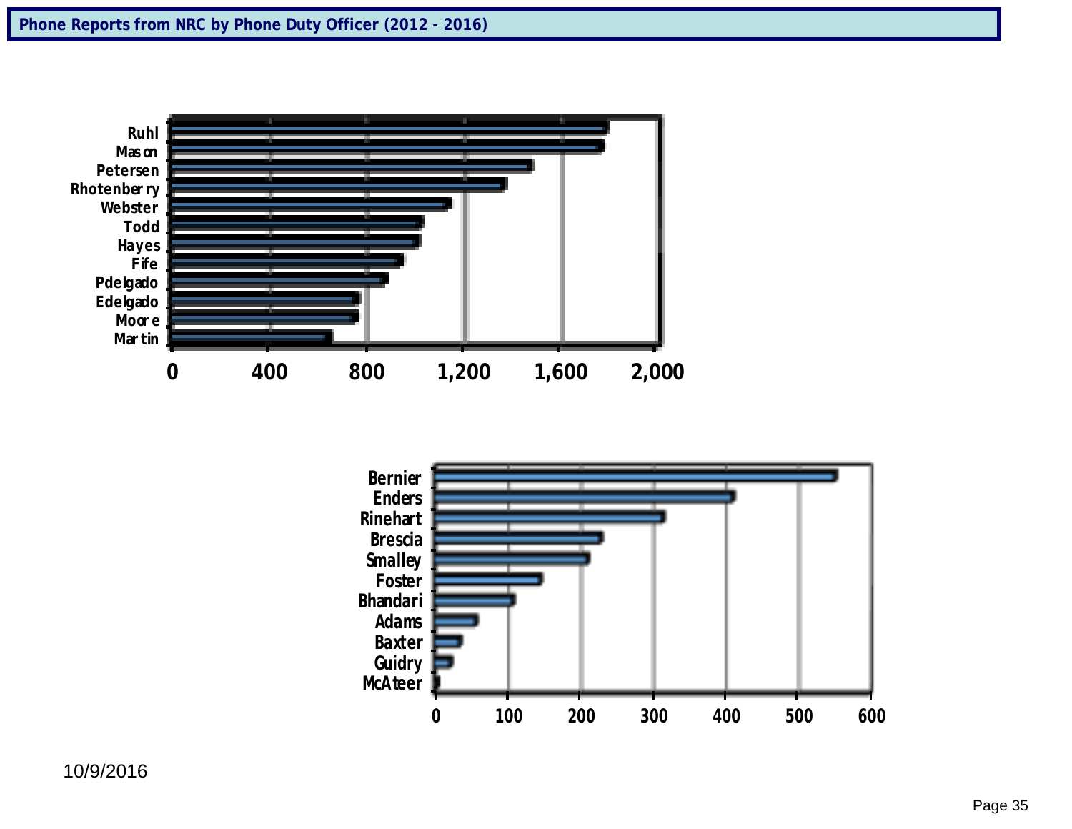## Phone Reports from NRC by Phone Duty Officer (2012 - 2016)

Ruhl
Mason
Petersen
Rhotenberry
Webster
Todd
Hayes
Fife
Pdelgado
Edelgado
Moore
Martin

0
400
800
1,200
1,600
2,000

Bernier
Enders
Rinehart
Brescia
Smalley
Foster
Bhandari
Adams
Baxter
Guidry
McAteer

0
100
200
300
400
500
600

10/9/2016